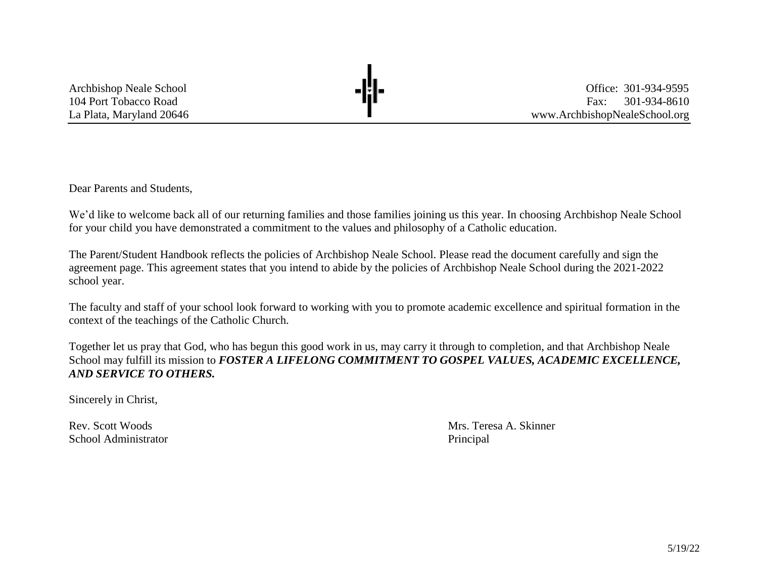Archbishop Neale School
104 Port Tobacco Road
La Plata, Maryland 20646

Office: 301-934-9595
Fax: 301-934-8610
www.ArchbishopNealeSchool.org

Dear Parents and Students,

We'd like to welcome back all of our returning families and those families joining us this year. In choosing Archbishop Neale School for your child you have demonstrated a commitment to the values and philosophy of a Catholic education.

The Parent/Student Handbook reflects the policies of Archbishop Neale School. Please read the document carefully and sign the agreement page. This agreement states that you intend to abide by the policies of Archbishop Neale School during the 2021-2022 school year.

The faculty and staff of your school look forward to working with you to promote academic excellence and spiritual formation in the context of the teachings of the Catholic Church.

Together let us pray that God, who has begun this good work in us, may carry it through to completion, and that Archbishop Neale School may fulfill its mission to ***FOSTER A LIFELONG COMMITMENT TO GOSPEL VALUES, ACADEMIC EXCELLENCE, AND SERVICE TO OTHERS.***

Sincerely in Christ,

Rev. Scott Woods
School Administrator

Mrs. Teresa A. Skinner
Principal

5/19/22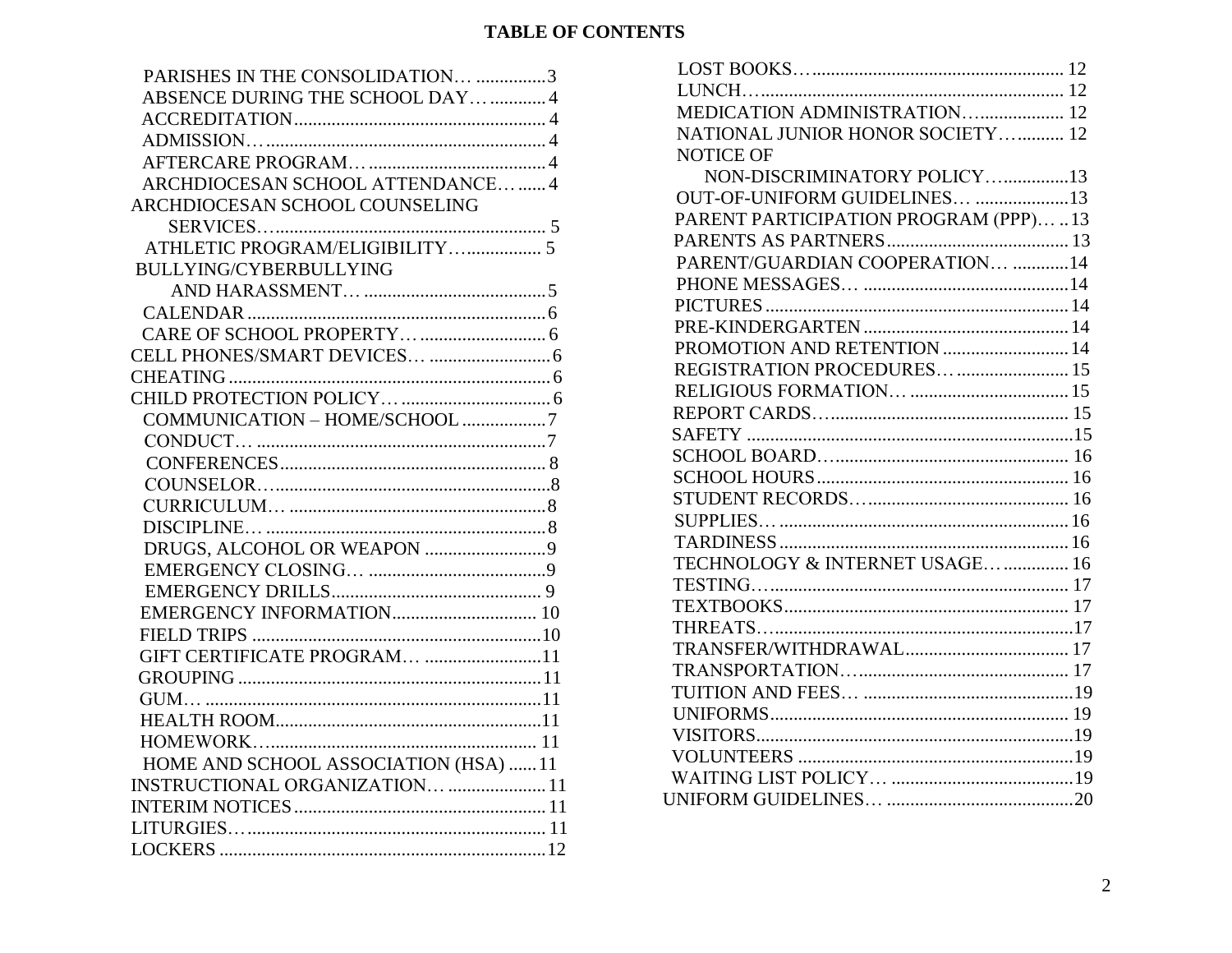# TABLE OF CONTENTS

PARISHES IN THE CONSOLIDATION… ...............3
ABSENCE DURING THE SCHOOL DAY… ............4
ACCREDITATION......................................................4
ADMISSION…...........................................................4
AFTERCARE PROGRAM… ......................................4
ARCHDIOCESAN SCHOOL ATTENDANCE… ......4
ARCHDIOCESAN SCHOOL COUNSELING SERVICES….........................................................5
ATHLETIC PROGRAM/ELIGIBILITY…................ 5
BULLYING/CYBERBULLYING AND HARASSMENT… .......................................5
CALENDAR ..............................................................6
CARE OF SCHOOL PROPERTY… ..........................6
CELL PHONES/SMART DEVICES… ..........................6
CHEATING ...................................................................6
CHILD PROTECTION POLICY… ................................6
COMMUNICATION – HOME/SCHOOL ..................7
CONDUCT… ..............................................................7
CONFERENCES........................................................ 8
COUNSELOR….........................................................8
CURRICULUM… ......................................................8
DISCIPLINE… ...........................................................8
DRUGS, ALCOHOL OR WEAPON ..........................9
EMERGENCY CLOSING… ......................................9
EMERGENCY DRILLS............................................ 9
EMERGENCY INFORMATION.............................. 10
FIELD TRIPS .............................................................10
GIFT CERTIFICATE PROGRAM… .........................11
GROUPING ................................................................11
GUM… .......................................................................11
HEALTH ROOM.........................................................11
HOMEWORK….......................................................... 11
HOME AND SCHOOL ASSOCIATION (HSA) ......11
INSTRUCTIONAL ORGANIZATION… .....................11
INTERIM NOTICES...................................................... 11
LITURGIES…............................................................... 11
LOCKERS .....................................................................12
LOST BOOKS…...................................................... 12
LUNCH….................................................................. 12
MEDICATION ADMINISTRATION…................... 12
NATIONAL JUNIOR HONOR SOCIETY…......... 12
NOTICE OF NON-DISCRIMINATORY POLICY…..............13
OUT-OF-UNIFORM GUIDELINES… ....................13
PARENT PARTICIPATION PROGRAM (PPP)… ..13
PARENTS AS PARTNERS...................................... 13
PARENT/GUARDIAN COOPERATION… ............14
PHONE MESSAGES… ...........................................14
PICTURES ................................................................14
PRE-KINDERGARTEN ...........................................14
PROMOTION AND RETENTION ...........................14
REGISTRATION PROCEDURES…........................15
RELIGIOUS FORMATION… ..................................15
REPORT CARDS…................................................... 15
SAFETY .....................................................................15
SCHOOL BOARD….................................................. 16
SCHOOL HOURS...................................................... 16
STUDENT RECORDS…........................................... 16
SUPPLIES… .............................................................16
TARDINESS .............................................................16
TECHNOLOGY & INTERNET USAGE… ............. 16
TESTING…............................................................... 17
TEXTBOOKS............................................................ 17
THREATS….................................................................17
TRANSFER/WITHDRAWAL.................................. 17
TRANSPORTATION…............................................ 17
TUITION AND FEES… ............................................19
UNIFORMS............................................................... 19
VISITORS...................................................................19
VOLUNTEERS ..........................................................19
WAITING LIST POLICY… .......................................19
UNIFORM GUIDELINES… ........................................20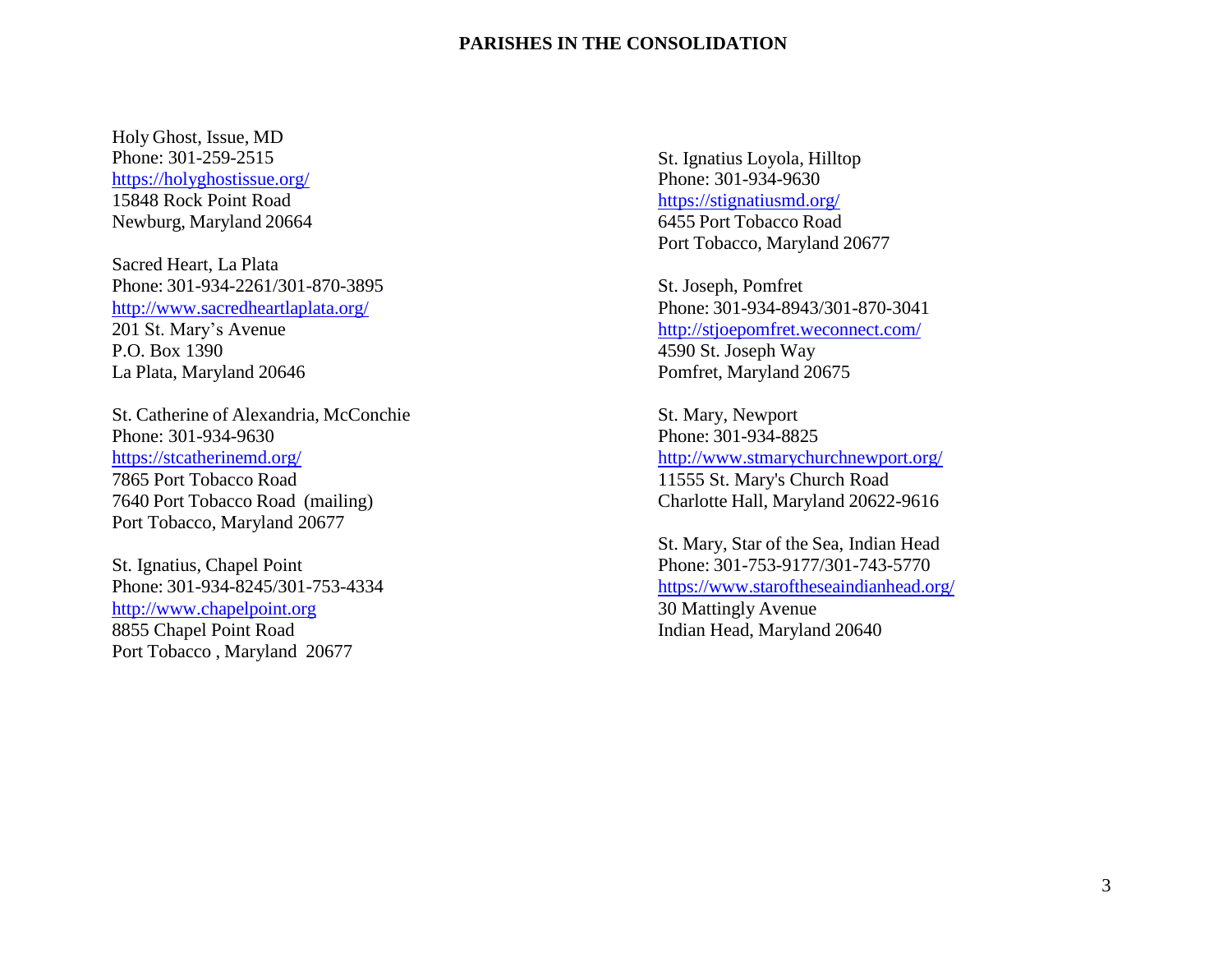## PARISHES IN THE CONSOLIDATION

Holy Ghost, Issue, MD
Phone: 301-259-2515
https://holyghostissue.org/
15848 Rock Point Road
Newburg, Maryland 20664

Sacred Heart, La Plata
Phone: 301-934-2261/301-870-3895
http://www.sacredheartlaplata.org/
201 St. Mary's Avenue
P.O. Box 1390
La Plata, Maryland 20646

St. Catherine of Alexandria, McConchie
Phone: 301-934-9630
https://stcatherinemd.org/
7865 Port Tobacco Road
7640 Port Tobacco Road (mailing)
Port Tobacco, Maryland 20677

St. Ignatius, Chapel Point
Phone: 301-934-8245/301-753-4334
http://www.chapelpoint.org
8855 Chapel Point Road
Port Tobacco , Maryland 20677

St. Ignatius Loyola, Hilltop
Phone: 301-934-9630
https://stignatiusmd.org/
6455 Port Tobacco Road
Port Tobacco, Maryland 20677

St. Joseph, Pomfret
Phone: 301-934-8943/301-870-3041
http://stjoepomfret.weconnect.com/
4590 St. Joseph Way
Pomfret, Maryland 20675

St. Mary, Newport
Phone: 301-934-8825
http://www.stmarychurchnewport.org/
11555 St. Mary's Church Road
Charlotte Hall, Maryland 20622-9616

St. Mary, Star of the Sea, Indian Head
Phone: 301-753-9177/301-743-5770
https://www.staroftheseaindianhead.org/
30 Mattingly Avenue
Indian Head, Maryland 20640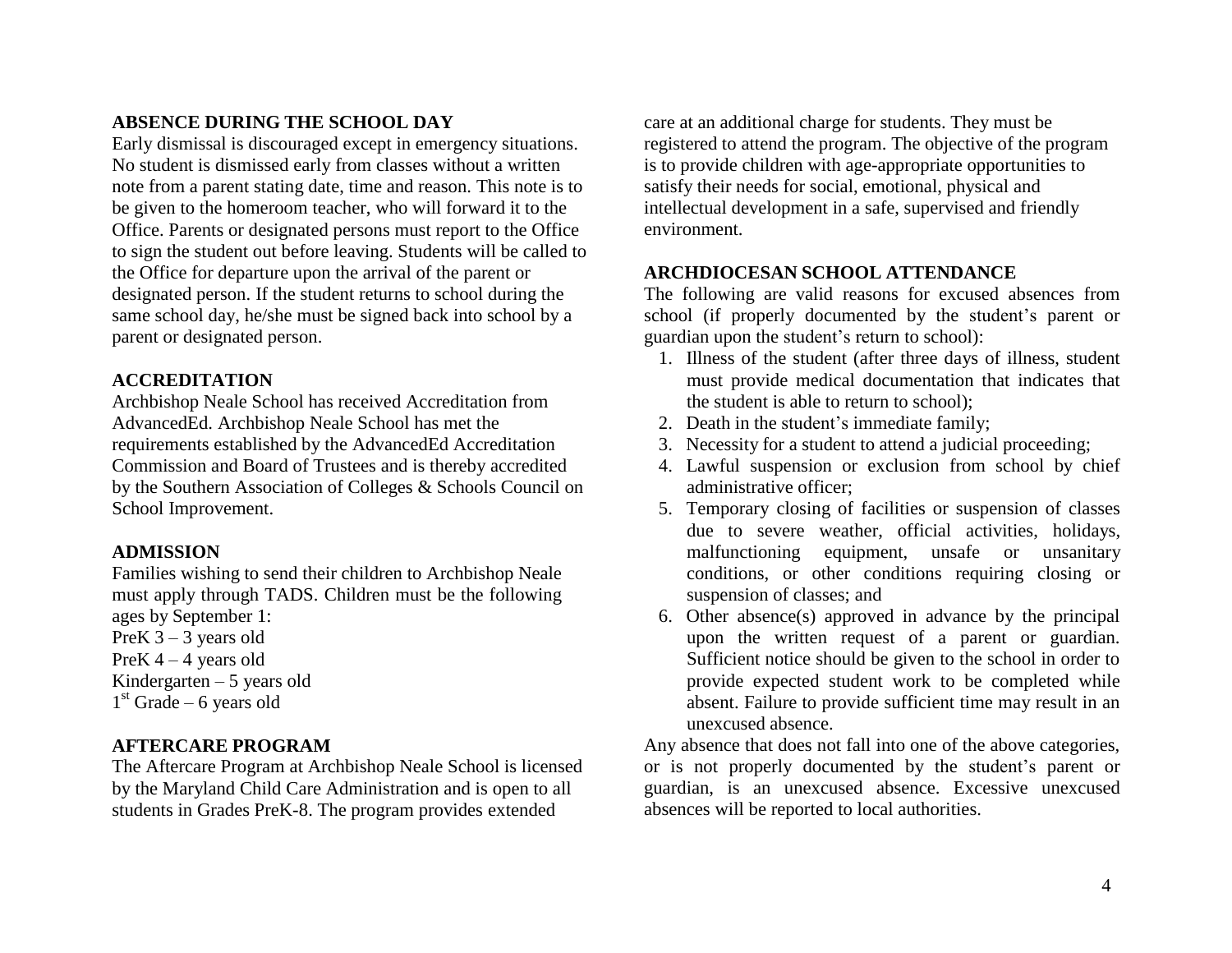## ABSENCE DURING THE SCHOOL DAY

Early dismissal is discouraged except in emergency situations. No student is dismissed early from classes without a written note from a parent stating date, time and reason. This note is to be given to the homeroom teacher, who will forward it to the Office. Parents or designated persons must report to the Office to sign the student out before leaving. Students will be called to the Office for departure upon the arrival of the parent or designated person. If the student returns to school during the same school day, he/she must be signed back into school by a parent or designated person.

## ACCREDITATION

Archbishop Neale School has received Accreditation from AdvancedEd. Archbishop Neale School has met the requirements established by the AdvancedEd Accreditation Commission and Board of Trustees and is thereby accredited by the Southern Association of Colleges & Schools Council on School Improvement.

## ADMISSION

Families wishing to send their children to Archbishop Neale must apply through TADS. Children must be the following ages by September 1:

PreK 3 – 3 years old
PreK 4 – 4 years old
Kindergarten – 5 years old
1st Grade – 6 years old

## AFTERCARE PROGRAM

The Aftercare Program at Archbishop Neale School is licensed by the Maryland Child Care Administration and is open to all students in Grades PreK-8. The program provides extended care at an additional charge for students. They must be registered to attend the program. The objective of the program is to provide children with age-appropriate opportunities to satisfy their needs for social, emotional, physical and intellectual development in a safe, supervised and friendly environment.

## ARCHDIOCESAN SCHOOL ATTENDANCE

The following are valid reasons for excused absences from school (if properly documented by the student's parent or guardian upon the student's return to school):

1. Illness of the student (after three days of illness, student must provide medical documentation that indicates that the student is able to return to school);
2. Death in the student's immediate family;
3. Necessity for a student to attend a judicial proceeding;
4. Lawful suspension or exclusion from school by chief administrative officer;
5. Temporary closing of facilities or suspension of classes due to severe weather, official activities, holidays, malfunctioning equipment, unsafe or unsanitary conditions, or other conditions requiring closing or suspension of classes; and
6. Other absence(s) approved in advance by the principal upon the written request of a parent or guardian. Sufficient notice should be given to the school in order to provide expected student work to be completed while absent. Failure to provide sufficient time may result in an unexcused absence.

Any absence that does not fall into one of the above categories, or is not properly documented by the student's parent or guardian, is an unexcused absence. Excessive unexcused absences will be reported to local authorities.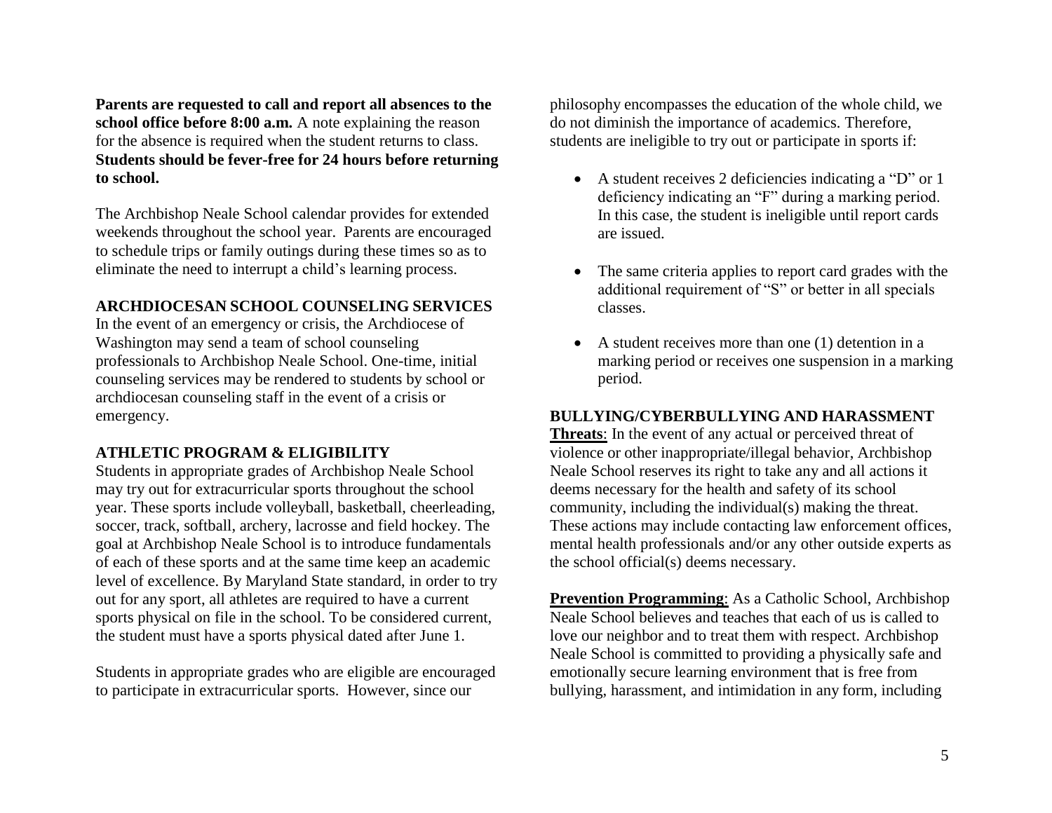**Parents are requested to call and report all absences to the school office before 8:00 a.m.** A note explaining the reason for the absence is required when the student returns to class. **Students should be fever-free for 24 hours before returning to school.**

The Archbishop Neale School calendar provides for extended weekends throughout the school year. Parents are encouraged to schedule trips or family outings during these times so as to eliminate the need to interrupt a child's learning process.

**ARCHDIOCESAN SCHOOL COUNSELING SERVICES**

In the event of an emergency or crisis, the Archdiocese of Washington may send a team of school counseling professionals to Archbishop Neale School. One-time, initial counseling services may be rendered to students by school or archdiocesan counseling staff in the event of a crisis or emergency.

**ATHLETIC PROGRAM & ELIGIBILITY**

Students in appropriate grades of Archbishop Neale School may try out for extracurricular sports throughout the school year. These sports include volleyball, basketball, cheerleading, soccer, track, softball, archery, lacrosse and field hockey. The goal at Archbishop Neale School is to introduce fundamentals of each of these sports and at the same time keep an academic level of excellence. By Maryland State standard, in order to try out for any sport, all athletes are required to have a current sports physical on file in the school. To be considered current, the student must have a sports physical dated after June 1.

Students in appropriate grades who are eligible are encouraged to participate in extracurricular sports. However, since our philosophy encompasses the education of the whole child, we do not diminish the importance of academics. Therefore, students are ineligible to try out or participate in sports if:

- A student receives 2 deficiencies indicating a "D" or 1 deficiency indicating an "F" during a marking period. In this case, the student is ineligible until report cards are issued.
- The same criteria applies to report card grades with the additional requirement of "S" or better in all specials classes.
- A student receives more than one (1) detention in a marking period or receives one suspension in a marking period.

**BULLYING/CYBERBULLYING AND HARASSMENT**

**Threats**: In the event of any actual or perceived threat of violence or other inappropriate/illegal behavior, Archbishop Neale School reserves its right to take any and all actions it deems necessary for the health and safety of its school community, including the individual(s) making the threat. These actions may include contacting law enforcement offices, mental health professionals and/or any other outside experts as the school official(s) deems necessary.

**Prevention Programming**: As a Catholic School, Archbishop Neale School believes and teaches that each of us is called to love our neighbor and to treat them with respect. Archbishop Neale School is committed to providing a physically safe and emotionally secure learning environment that is free from bullying, harassment, and intimidation in any form, including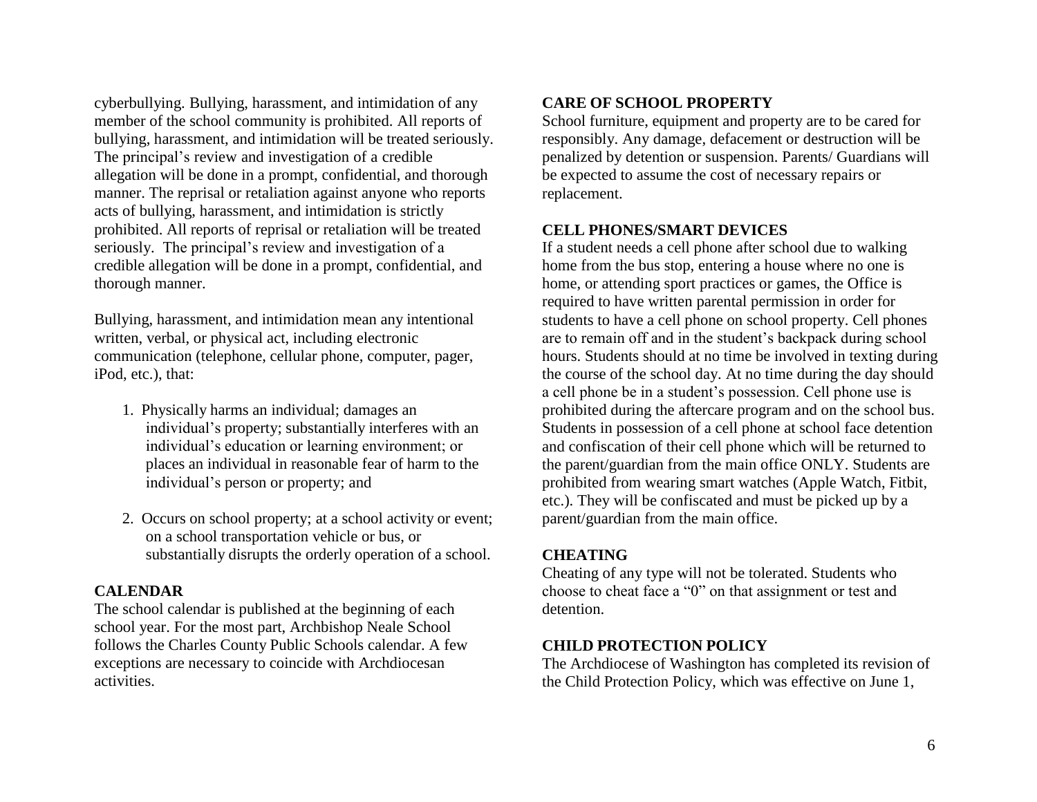cyberbullying. Bullying, harassment, and intimidation of any member of the school community is prohibited. All reports of bullying, harassment, and intimidation will be treated seriously. The principal's review and investigation of a credible allegation will be done in a prompt, confidential, and thorough manner. The reprisal or retaliation against anyone who reports acts of bullying, harassment, and intimidation is strictly prohibited. All reports of reprisal or retaliation will be treated seriously. The principal's review and investigation of a credible allegation will be done in a prompt, confidential, and thorough manner.

Bullying, harassment, and intimidation mean any intentional written, verbal, or physical act, including electronic communication (telephone, cellular phone, computer, pager, iPod, etc.), that:

1. Physically harms an individual; damages an individual's property; substantially interferes with an individual's education or learning environment; or places an individual in reasonable fear of harm to the individual's person or property; and
2. Occurs on school property; at a school activity or event; on a school transportation vehicle or bus, or substantially disrupts the orderly operation of a school.

**CALENDAR**

The school calendar is published at the beginning of each school year. For the most part, Archbishop Neale School follows the Charles County Public Schools calendar. A few exceptions are necessary to coincide with Archdiocesan activities.

**CARE OF SCHOOL PROPERTY**

School furniture, equipment and property are to be cared for responsibly. Any damage, defacement or destruction will be penalized by detention or suspension. Parents/ Guardians will be expected to assume the cost of necessary repairs or replacement.

**CELL PHONES/SMART DEVICES**

If a student needs a cell phone after school due to walking home from the bus stop, entering a house where no one is home, or attending sport practices or games, the Office is required to have written parental permission in order for students to have a cell phone on school property. Cell phones are to remain off and in the student's backpack during school hours. Students should at no time be involved in texting during the course of the school day. At no time during the day should a cell phone be in a student's possession. Cell phone use is prohibited during the aftercare program and on the school bus. Students in possession of a cell phone at school face detention and confiscation of their cell phone which will be returned to the parent/guardian from the main office ONLY. Students are prohibited from wearing smart watches (Apple Watch, Fitbit, etc.). They will be confiscated and must be picked up by a parent/guardian from the main office.

**CHEATING**

Cheating of any type will not be tolerated. Students who choose to cheat face a "0" on that assignment or test and detention.

**CHILD PROTECTION POLICY**

The Archdiocese of Washington has completed its revision of the Child Protection Policy, which was effective on June 1,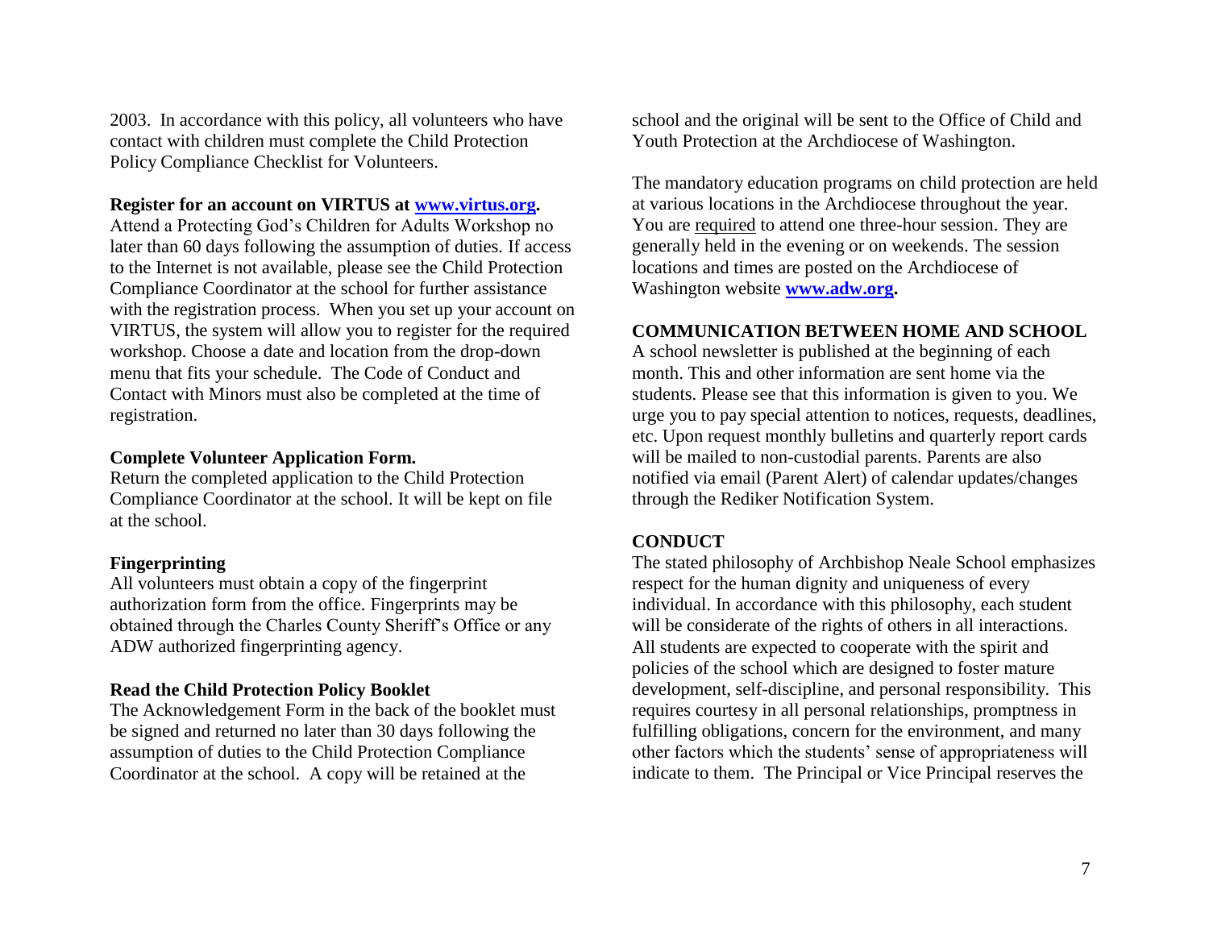2003. In accordance with this policy, all volunteers who have contact with children must complete the Child Protection Policy Compliance Checklist for Volunteers.

**Register for an account on VIRTUS at [www.virtus.org](http://www.virtus.org).**
Attend a Protecting God's Children for Adults Workshop no later than 60 days following the assumption of duties. If access to the Internet is not available, please see the Child Protection Compliance Coordinator at the school for further assistance with the registration process. When you set up your account on VIRTUS, the system will allow you to register for the required workshop. Choose a date and location from the drop-down menu that fits your schedule. The Code of Conduct and Contact with Minors must also be completed at the time of registration.

**Complete Volunteer Application Form.**
Return the completed application to the Child Protection Compliance Coordinator at the school. It will be kept on file at the school.

**Fingerprinting**
All volunteers must obtain a copy of the fingerprint authorization form from the office. Fingerprints may be obtained through the Charles County Sheriff's Office or any ADW authorized fingerprinting agency.

**Read the Child Protection Policy Booklet**
The Acknowledgement Form in the back of the booklet must be signed and returned no later than 30 days following the assumption of duties to the Child Protection Compliance Coordinator at the school. A copy will be retained at the school and the original will be sent to the Office of Child and Youth Protection at the Archdiocese of Washington.

The mandatory education programs on child protection are held at various locations in the Archdiocese throughout the year. You are required to attend one three-hour session. They are generally held in the evening or on weekends. The session locations and times are posted on the Archdiocese of Washington website **[www.adw.org](http://www.adw.org).**

**COMMUNICATION BETWEEN HOME AND SCHOOL**
A school newsletter is published at the beginning of each month. This and other information are sent home via the students. Please see that this information is given to you. We urge you to pay special attention to notices, requests, deadlines, etc. Upon request monthly bulletins and quarterly report cards will be mailed to non-custodial parents. Parents are also notified via email (Parent Alert) of calendar updates/changes through the Rediker Notification System.

**CONDUCT**
The stated philosophy of Archbishop Neale School emphasizes respect for the human dignity and uniqueness of every individual. In accordance with this philosophy, each student will be considerate of the rights of others in all interactions. All students are expected to cooperate with the spirit and policies of the school which are designed to foster mature development, self-discipline, and personal responsibility. This requires courtesy in all personal relationships, promptness in fulfilling obligations, concern for the environment, and many other factors which the students' sense of appropriateness will indicate to them. The Principal or Vice Principal reserves the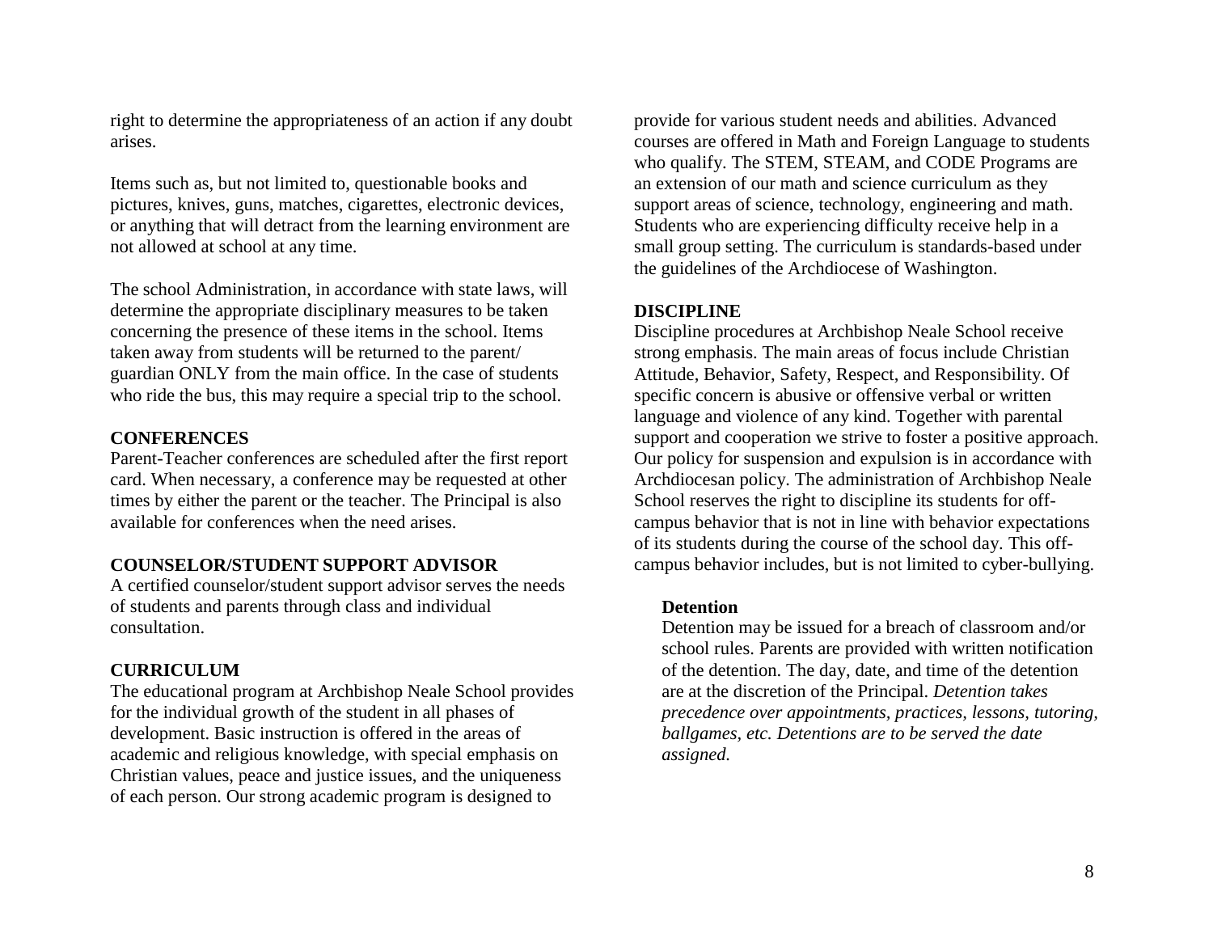right to determine the appropriateness of an action if any doubt arises.

Items such as, but not limited to, questionable books and pictures, knives, guns, matches, cigarettes, electronic devices, or anything that will detract from the learning environment are not allowed at school at any time.

The school Administration, in accordance with state laws, will determine the appropriate disciplinary measures to be taken concerning the presence of these items in the school. Items taken away from students will be returned to the parent/ guardian ONLY from the main office. In the case of students who ride the bus, this may require a special trip to the school.

## CONFERENCES

Parent-Teacher conferences are scheduled after the first report card. When necessary, a conference may be requested at other times by either the parent or the teacher. The Principal is also available for conferences when the need arises.

## COUNSELOR/STUDENT SUPPORT ADVISOR

A certified counselor/student support advisor serves the needs of students and parents through class and individual consultation.

## CURRICULUM

The educational program at Archbishop Neale School provides for the individual growth of the student in all phases of development. Basic instruction is offered in the areas of academic and religious knowledge, with special emphasis on Christian values, peace and justice issues, and the uniqueness of each person. Our strong academic program is designed to provide for various student needs and abilities. Advanced courses are offered in Math and Foreign Language to students who qualify. The STEM, STEAM, and CODE Programs are an extension of our math and science curriculum as they support areas of science, technology, engineering and math. Students who are experiencing difficulty receive help in a small group setting. The curriculum is standards-based under the guidelines of the Archdiocese of Washington.

## DISCIPLINE

Discipline procedures at Archbishop Neale School receive strong emphasis. The main areas of focus include Christian Attitude, Behavior, Safety, Respect, and Responsibility. Of specific concern is abusive or offensive verbal or written language and violence of any kind. Together with parental support and cooperation we strive to foster a positive approach. Our policy for suspension and expulsion is in accordance with Archdiocesan policy. The administration of Archbishop Neale School reserves the right to discipline its students for off-campus behavior that is not in line with behavior expectations of its students during the course of the school day. This off-campus behavior includes, but is not limited to cyber-bullying.

### Detention

Detention may be issued for a breach of classroom and/or school rules. Parents are provided with written notification of the detention. The day, date, and time of the detention are at the discretion of the Principal. *Detention takes precedence over appointments, practices, lessons, tutoring, ballgames, etc. Detentions are to be served the date assigned.*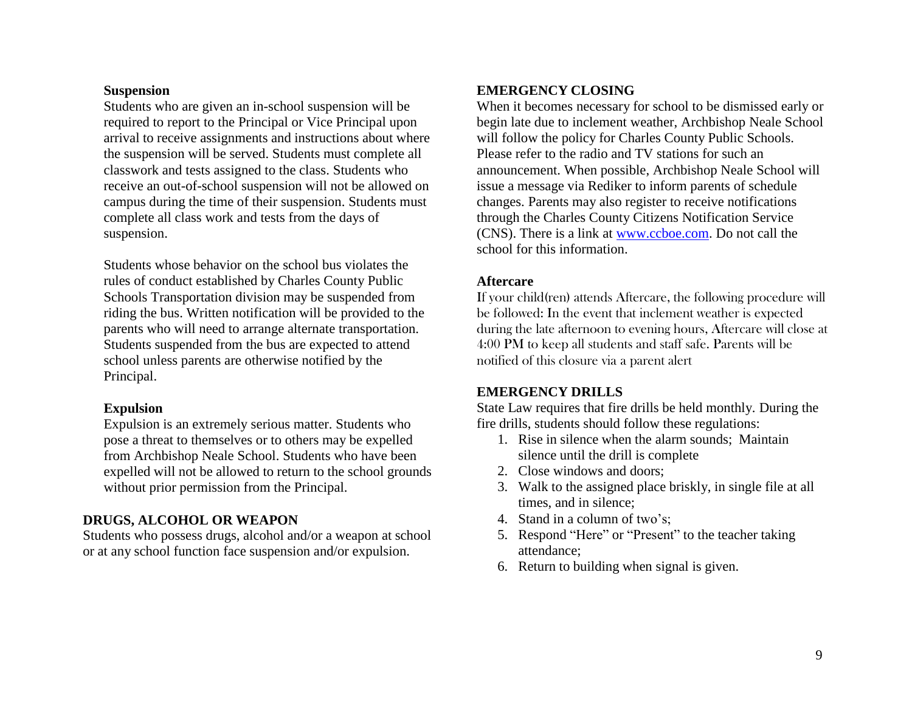### Suspension

Students who are given an in-school suspension will be required to report to the Principal or Vice Principal upon arrival to receive assignments and instructions about where the suspension will be served. Students must complete all classwork and tests assigned to the class. Students who receive an out-of-school suspension will not be allowed on campus during the time of their suspension. Students must complete all class work and tests from the days of suspension.

Students whose behavior on the school bus violates the rules of conduct established by Charles County Public Schools Transportation division may be suspended from riding the bus. Written notification will be provided to the parents who will need to arrange alternate transportation. Students suspended from the bus are expected to attend school unless parents are otherwise notified by the Principal.

### Expulsion

Expulsion is an extremely serious matter. Students who pose a threat to themselves or to others may be expelled from Archbishop Neale School. Students who have been expelled will not be allowed to return to the school grounds without prior permission from the Principal.

## DRUGS, ALCOHOL OR WEAPON

Students who possess drugs, alcohol and/or a weapon at school or at any school function face suspension and/or expulsion.

## EMERGENCY CLOSING

When it becomes necessary for school to be dismissed early or begin late due to inclement weather, Archbishop Neale School will follow the policy for Charles County Public Schools. Please refer to the radio and TV stations for such an announcement. When possible, Archbishop Neale School will issue a message via Rediker to inform parents of schedule changes. Parents may also register to receive notifications through the Charles County Citizens Notification Service (CNS). There is a link at [www.ccboe.com](http://www.ccboe.com). Do not call the school for this information.

### Aftercare

If your child(ren) attends Aftercare, the following procedure will be followed: In the event that inclement weather is expected during the late afternoon to evening hours, Aftercare will close at 4:00 PM to keep all students and staff safe. Parents will be notified of this closure via a parent alert

## EMERGENCY DRILLS

State Law requires that fire drills be held monthly. During the fire drills, students should follow these regulations:

1. Rise in silence when the alarm sounds; Maintain silence until the drill is complete
2. Close windows and doors;
3. Walk to the assigned place briskly, in single file at all times, and in silence;
4. Stand in a column of two's;
5. Respond "Here" or "Present" to the teacher taking attendance;
6. Return to building when signal is given.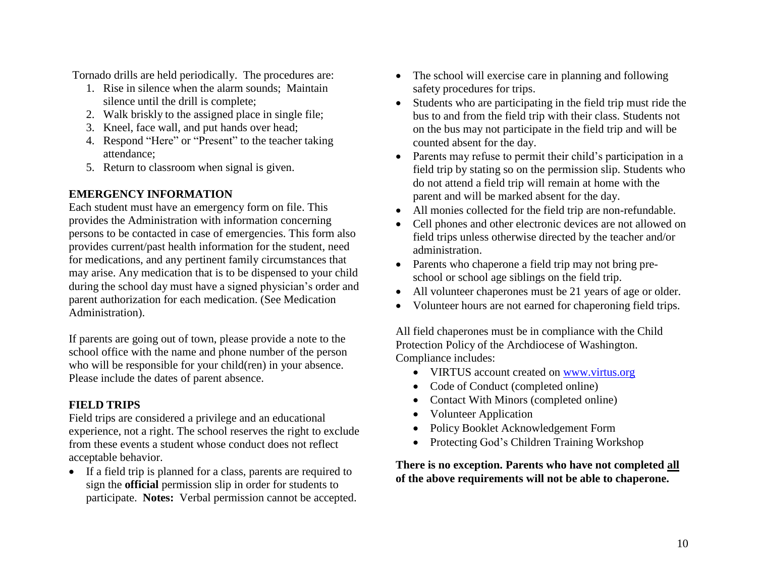Tornado drills are held periodically. The procedures are:

1. Rise in silence when the alarm sounds; Maintain silence until the drill is complete;
2. Walk briskly to the assigned place in single file;
3. Kneel, face wall, and put hands over head;
4. Respond "Here" or "Present" to the teacher taking attendance;
5. Return to classroom when signal is given.

## EMERGENCY INFORMATION

Each student must have an emergency form on file. This provides the Administration with information concerning persons to be contacted in case of emergencies. This form also provides current/past health information for the student, need for medications, and any pertinent family circumstances that may arise. Any medication that is to be dispensed to your child during the school day must have a signed physician's order and parent authorization for each medication. (See Medication Administration).

If parents are going out of town, please provide a note to the school office with the name and phone number of the person who will be responsible for your child(ren) in your absence. Please include the dates of parent absence.

## FIELD TRIPS

Field trips are considered a privilege and an educational experience, not a right. The school reserves the right to exclude from these events a student whose conduct does not reflect acceptable behavior.

- If a field trip is planned for a class, parents are required to sign the **official** permission slip in order for students to participate. **Notes:** Verbal permission cannot be accepted.
- The school will exercise care in planning and following safety procedures for trips.
- Students who are participating in the field trip must ride the bus to and from the field trip with their class. Students not on the bus may not participate in the field trip and will be counted absent for the day.
- Parents may refuse to permit their child's participation in a field trip by stating so on the permission slip. Students who do not attend a field trip will remain at home with the parent and will be marked absent for the day.
- All monies collected for the field trip are non-refundable.
- Cell phones and other electronic devices are not allowed on field trips unless otherwise directed by the teacher and/or administration.
- Parents who chaperone a field trip may not bring pre-school or school age siblings on the field trip.
- All volunteer chaperones must be 21 years of age or older.
- Volunteer hours are not earned for chaperoning field trips.

All field chaperones must be in compliance with the Child Protection Policy of the Archdiocese of Washington. Compliance includes:

- VIRTUS account created on www.virtus.org
- Code of Conduct (completed online)
- Contact With Minors (completed online)
- Volunteer Application
- Policy Booklet Acknowledgement Form
- Protecting God's Children Training Workshop

**There is no exception. Parents who have not completed all of the above requirements will not be able to chaperone.**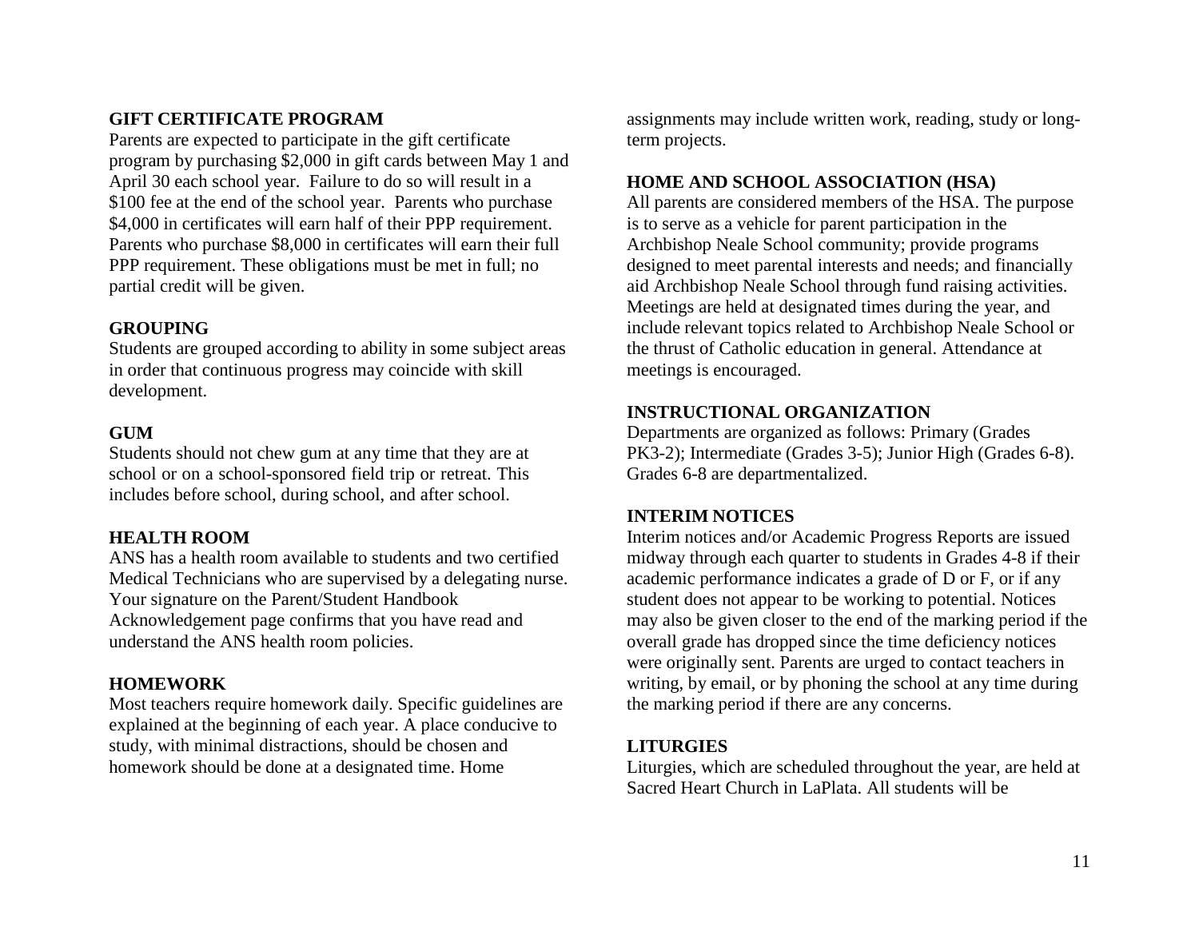**GIFT CERTIFICATE PROGRAM**

Parents are expected to participate in the gift certificate program by purchasing $2,000 in gift cards between May 1 and April 30 each school year. Failure to do so will result in a $100 fee at the end of the school year. Parents who purchase $4,000 in certificates will earn half of their PPP requirement. Parents who purchase $8,000 in certificates will earn their full PPP requirement. These obligations must be met in full; no partial credit will be given.

**GROUPING**

Students are grouped according to ability in some subject areas in order that continuous progress may coincide with skill development.

**GUM**

Students should not chew gum at any time that they are at school or on a school-sponsored field trip or retreat. This includes before school, during school, and after school.

**HEALTH ROOM**

ANS has a health room available to students and two certified Medical Technicians who are supervised by a delegating nurse. Your signature on the Parent/Student Handbook Acknowledgement page confirms that you have read and understand the ANS health room policies.

**HOMEWORK**

Most teachers require homework daily. Specific guidelines are explained at the beginning of each year. A place conducive to study, with minimal distractions, should be chosen and homework should be done at a designated time. Home assignments may include written work, reading, study or long-term projects.

**HOME AND SCHOOL ASSOCIATION (HSA)**

All parents are considered members of the HSA. The purpose is to serve as a vehicle for parent participation in the Archbishop Neale School community; provide programs designed to meet parental interests and needs; and financially aid Archbishop Neale School through fund raising activities. Meetings are held at designated times during the year, and include relevant topics related to Archbishop Neale School or the thrust of Catholic education in general. Attendance at meetings is encouraged.

**INSTRUCTIONAL ORGANIZATION**

Departments are organized as follows: Primary (Grades PK3-2); Intermediate (Grades 3-5); Junior High (Grades 6-8). Grades 6-8 are departmentalized.

**INTERIM NOTICES**

Interim notices and/or Academic Progress Reports are issued midway through each quarter to students in Grades 4-8 if their academic performance indicates a grade of D or F, or if any student does not appear to be working to potential. Notices may also be given closer to the end of the marking period if the overall grade has dropped since the time deficiency notices were originally sent. Parents are urged to contact teachers in writing, by email, or by phoning the school at any time during the marking period if there are any concerns.

**LITURGIES**

Liturgies, which are scheduled throughout the year, are held at Sacred Heart Church in LaPlata. All students will be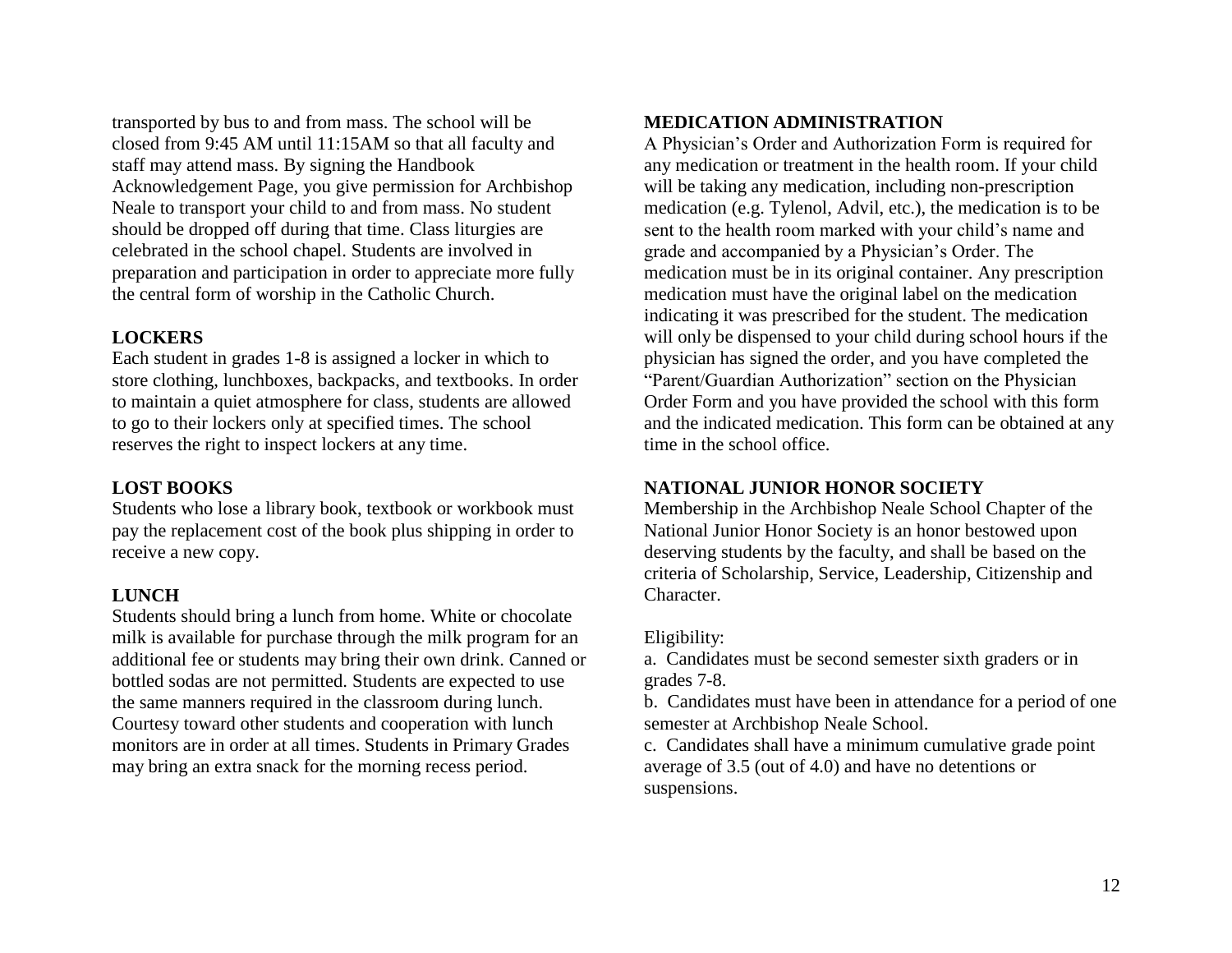transported by bus to and from mass. The school will be closed from 9:45 AM until 11:15AM so that all faculty and staff may attend mass. By signing the Handbook Acknowledgement Page, you give permission for Archbishop Neale to transport your child to and from mass. No student should be dropped off during that time. Class liturgies are celebrated in the school chapel. Students are involved in preparation and participation in order to appreciate more fully the central form of worship in the Catholic Church.

**LOCKERS**

Each student in grades 1-8 is assigned a locker in which to store clothing, lunchboxes, backpacks, and textbooks. In order to maintain a quiet atmosphere for class, students are allowed to go to their lockers only at specified times. The school reserves the right to inspect lockers at any time.

**LOST BOOKS**

Students who lose a library book, textbook or workbook must pay the replacement cost of the book plus shipping in order to receive a new copy.

**LUNCH**

Students should bring a lunch from home. White or chocolate milk is available for purchase through the milk program for an additional fee or students may bring their own drink. Canned or bottled sodas are not permitted. Students are expected to use the same manners required in the classroom during lunch. Courtesy toward other students and cooperation with lunch monitors are in order at all times. Students in Primary Grades may bring an extra snack for the morning recess period.

**MEDICATION ADMINISTRATION**

A Physician's Order and Authorization Form is required for any medication or treatment in the health room. If your child will be taking any medication, including non-prescription medication (e.g. Tylenol, Advil, etc.), the medication is to be sent to the health room marked with your child's name and grade and accompanied by a Physician's Order. The medication must be in its original container. Any prescription medication must have the original label on the medication indicating it was prescribed for the student. The medication will only be dispensed to your child during school hours if the physician has signed the order, and you have completed the "Parent/Guardian Authorization" section on the Physician Order Form and you have provided the school with this form and the indicated medication. This form can be obtained at any time in the school office.

**NATIONAL JUNIOR HONOR SOCIETY**

Membership in the Archbishop Neale School Chapter of the National Junior Honor Society is an honor bestowed upon deserving students by the faculty, and shall be based on the criteria of Scholarship, Service, Leadership, Citizenship and Character.

Eligibility:

a. Candidates must be second semester sixth graders or in grades 7-8.

b. Candidates must have been in attendance for a period of one semester at Archbishop Neale School.

c. Candidates shall have a minimum cumulative grade point average of 3.5 (out of 4.0) and have no detentions or suspensions.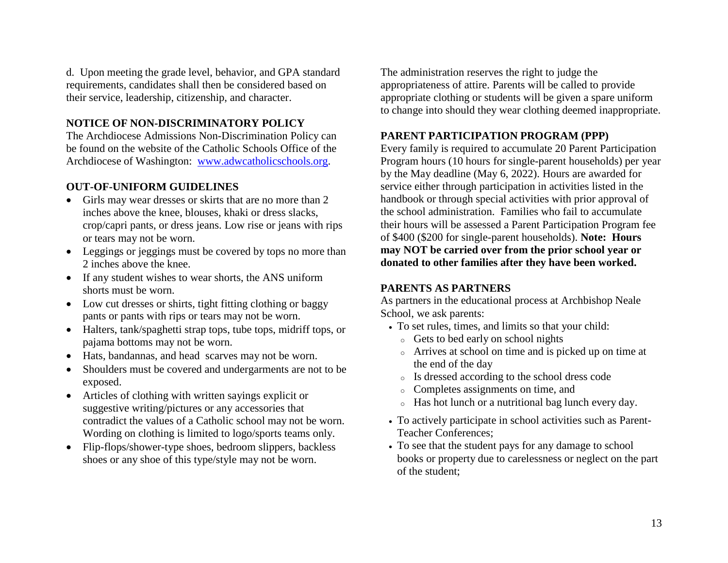d. Upon meeting the grade level, behavior, and GPA standard requirements, candidates shall then be considered based on their service, leadership, citizenship, and character.

**NOTICE OF NON-DISCRIMINATORY POLICY**

The Archdiocese Admissions Non-Discrimination Policy can be found on the website of the Catholic Schools Office of the Archdiocese of Washington: [www.adwcatholicschools.org](www.adwcatholicschools.org).

**OUT-OF-UNIFORM GUIDELINES**

- Girls may wear dresses or skirts that are no more than 2 inches above the knee, blouses, khaki or dress slacks, crop/capri pants, or dress jeans. Low rise or jeans with rips or tears may not be worn.
- Leggings or jeggings must be covered by tops no more than 2 inches above the knee.
- If any student wishes to wear shorts, the ANS uniform shorts must be worn.
- Low cut dresses or shirts, tight fitting clothing or baggy pants or pants with rips or tears may not be worn.
- Halters, tank/spaghetti strap tops, tube tops, midriff tops, or pajama bottoms may not be worn.
- Hats, bandannas, and head scarves may not be worn.
- Shoulders must be covered and undergarments are not to be exposed.
- Articles of clothing with written sayings explicit or suggestive writing/pictures or any accessories that contradict the values of a Catholic school may not be worn. Wording on clothing is limited to logo/sports teams only.
- Flip-flops/shower-type shoes, bedroom slippers, backless shoes or any shoe of this type/style may not be worn.

The administration reserves the right to judge the appropriateness of attire. Parents will be called to provide appropriate clothing or students will be given a spare uniform to change into should they wear clothing deemed inappropriate.

**PARENT PARTICIPATION PROGRAM (PPP)**

Every family is required to accumulate 20 Parent Participation Program hours (10 hours for single-parent households) per year by the May deadline (May 6, 2022). Hours are awarded for service either through participation in activities listed in the handbook or through special activities with prior approval of the school administration. Families who fail to accumulate their hours will be assessed a Parent Participation Program fee of $400 ($200 for single-parent households). **Note: Hours may NOT be carried over from the prior school year or donated to other families after they have been worked.**

**PARENTS AS PARTNERS**

As partners in the educational process at Archbishop Neale School, we ask parents:

- To set rules, times, and limits so that your child:
  - Gets to bed early on school nights
  - Arrives at school on time and is picked up on time at the end of the day
  - Is dressed according to the school dress code
  - Completes assignments on time, and
  - Has hot lunch or a nutritional bag lunch every day.
- To actively participate in school activities such as Parent-Teacher Conferences;
- To see that the student pays for any damage to school books or property due to carelessness or neglect on the part of the student;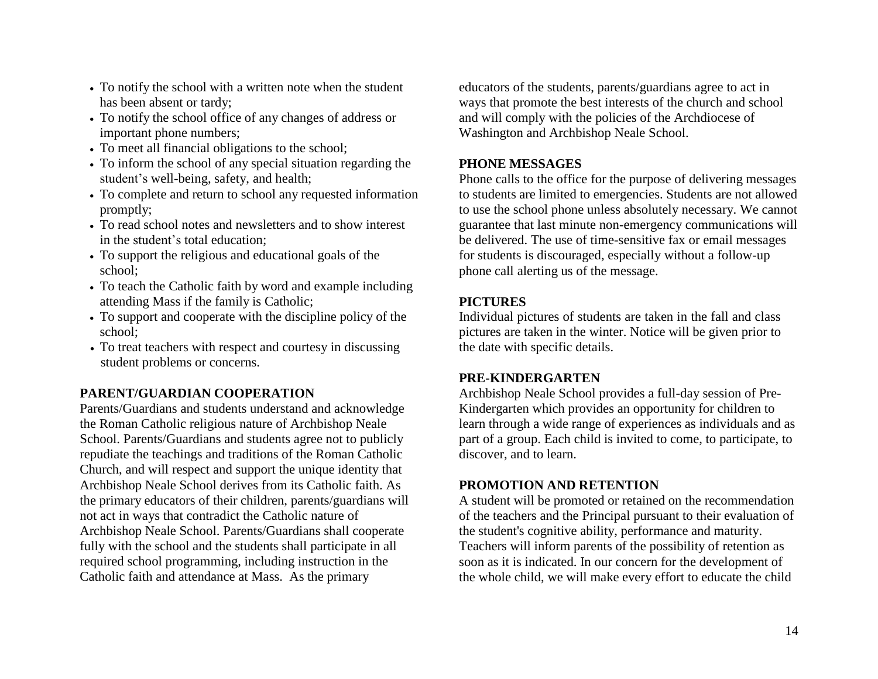- To notify the school with a written note when the student has been absent or tardy;
- To notify the school office of any changes of address or important phone numbers;
- To meet all financial obligations to the school;
- To inform the school of any special situation regarding the student's well-being, safety, and health;
- To complete and return to school any requested information promptly;
- To read school notes and newsletters and to show interest in the student's total education;
- To support the religious and educational goals of the school;
- To teach the Catholic faith by word and example including attending Mass if the family is Catholic;
- To support and cooperate with the discipline policy of the school;
- To treat teachers with respect and courtesy in discussing student problems or concerns.

**PARENT/GUARDIAN COOPERATION**

Parents/Guardians and students understand and acknowledge the Roman Catholic religious nature of Archbishop Neale School. Parents/Guardians and students agree not to publicly repudiate the teachings and traditions of the Roman Catholic Church, and will respect and support the unique identity that Archbishop Neale School derives from its Catholic faith. As the primary educators of their children, parents/guardians will not act in ways that contradict the Catholic nature of Archbishop Neale School. Parents/Guardians shall cooperate fully with the school and the students shall participate in all required school programming, including instruction in the Catholic faith and attendance at Mass. As the primary educators of the students, parents/guardians agree to act in ways that promote the best interests of the church and school and will comply with the policies of the Archdiocese of Washington and Archbishop Neale School.

**PHONE MESSAGES**

Phone calls to the office for the purpose of delivering messages to students are limited to emergencies. Students are not allowed to use the school phone unless absolutely necessary. We cannot guarantee that last minute non-emergency communications will be delivered. The use of time-sensitive fax or email messages for students is discouraged, especially without a follow-up phone call alerting us of the message.

**PICTURES**

Individual pictures of students are taken in the fall and class pictures are taken in the winter. Notice will be given prior to the date with specific details.

**PRE-KINDERGARTEN**

Archbishop Neale School provides a full-day session of Pre-Kindergarten which provides an opportunity for children to learn through a wide range of experiences as individuals and as part of a group. Each child is invited to come, to participate, to discover, and to learn.

**PROMOTION AND RETENTION**

A student will be promoted or retained on the recommendation of the teachers and the Principal pursuant to their evaluation of the student's cognitive ability, performance and maturity. Teachers will inform parents of the possibility of retention as soon as it is indicated. In our concern for the development of the whole child, we will make every effort to educate the child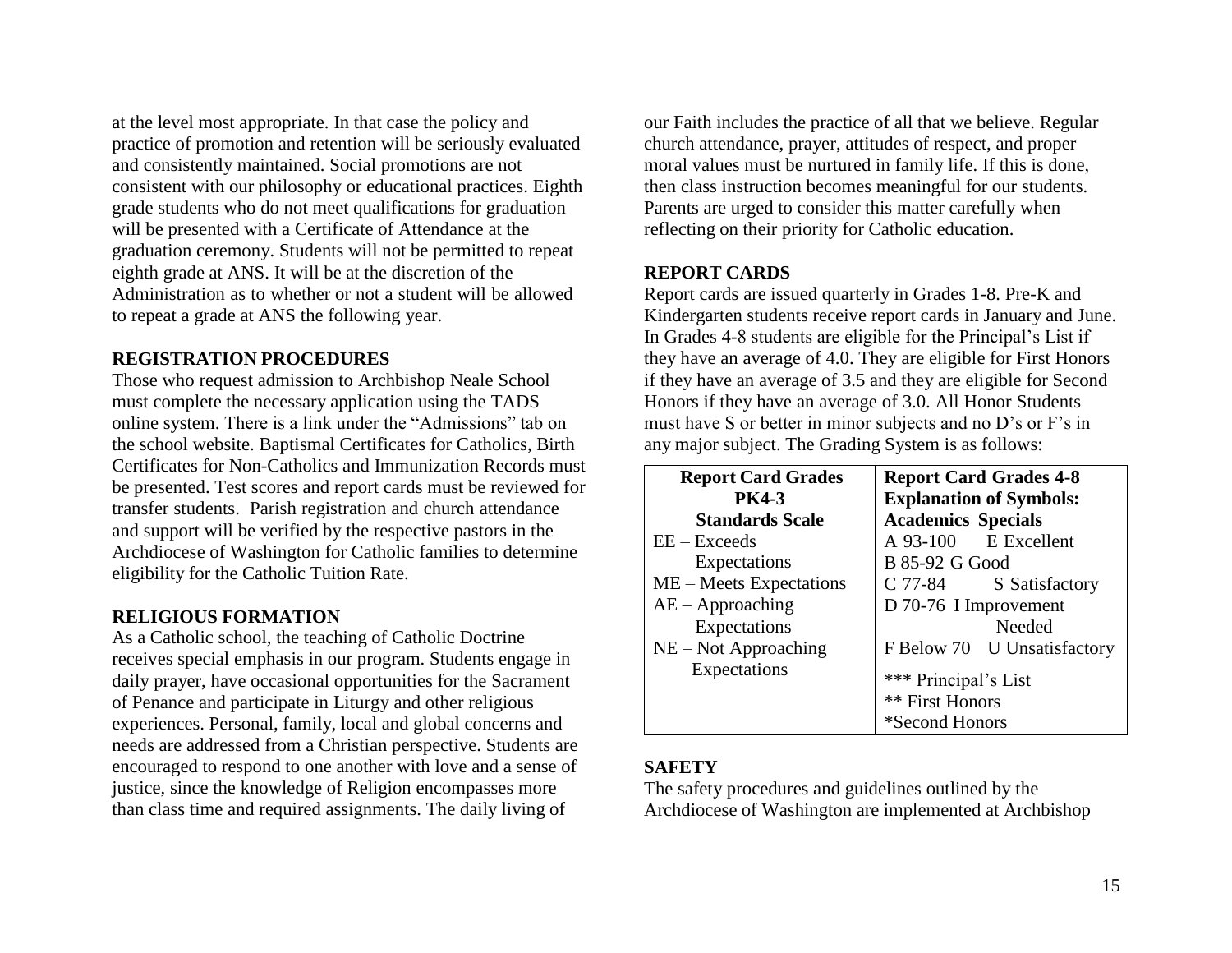at the level most appropriate. In that case the policy and practice of promotion and retention will be seriously evaluated and consistently maintained. Social promotions are not consistent with our philosophy or educational practices. Eighth grade students who do not meet qualifications for graduation will be presented with a Certificate of Attendance at the graduation ceremony. Students will not be permitted to repeat eighth grade at ANS. It will be at the discretion of the Administration as to whether or not a student will be allowed to repeat a grade at ANS the following year.

**REGISTRATION PROCEDURES**

Those who request admission to Archbishop Neale School must complete the necessary application using the TADS online system. There is a link under the "Admissions" tab on the school website. Baptismal Certificates for Catholics, Birth Certificates for Non-Catholics and Immunization Records must be presented. Test scores and report cards must be reviewed for transfer students. Parish registration and church attendance and support will be verified by the respective pastors in the Archdiocese of Washington for Catholic families to determine eligibility for the Catholic Tuition Rate.

**RELIGIOUS FORMATION**

As a Catholic school, the teaching of Catholic Doctrine receives special emphasis in our program. Students engage in daily prayer, have occasional opportunities for the Sacrament of Penance and participate in Liturgy and other religious experiences. Personal, family, local and global concerns and needs are addressed from a Christian perspective. Students are encouraged to respond to one another with love and a sense of justice, since the knowledge of Religion encompasses more than class time and required assignments. The daily living of our Faith includes the practice of all that we believe. Regular church attendance, prayer, attitudes of respect, and proper moral values must be nurtured in family life. If this is done, then class instruction becomes meaningful for our students. Parents are urged to consider this matter carefully when reflecting on their priority for Catholic education.

**REPORT CARDS**

Report cards are issued quarterly in Grades 1-8. Pre-K and Kindergarten students receive report cards in January and June. In Grades 4-8 students are eligible for the Principal's List if they have an average of 4.0. They are eligible for First Honors if they have an average of 3.5 and they are eligible for Second Honors if they have an average of 3.0. All Honor Students must have S or better in minor subjects and no D's or F's in any major subject. The Grading System is as follows:

| **Report Card Grades PK4-3 Standards Scale** | **Report Card Grades 4-8 Explanation of Symbols: Academics Specials** |
|---|---|
| EE – Exceeds Expectations | A 93-100 E Excellent |
| ME – Meets Expectations | B 85-92 G Good |
| AE – Approaching Expectations | C 77-84 S Satisfactory |
| NE – Not Approaching Expectations | D 70-76 I Improvement Needed |
| | F Below 70 U Unsatisfactory |
| | *** Principal's List |
| | ** First Honors |
| | *Second Honors |

**SAFETY**

The safety procedures and guidelines outlined by the Archdiocese of Washington are implemented at Archbishop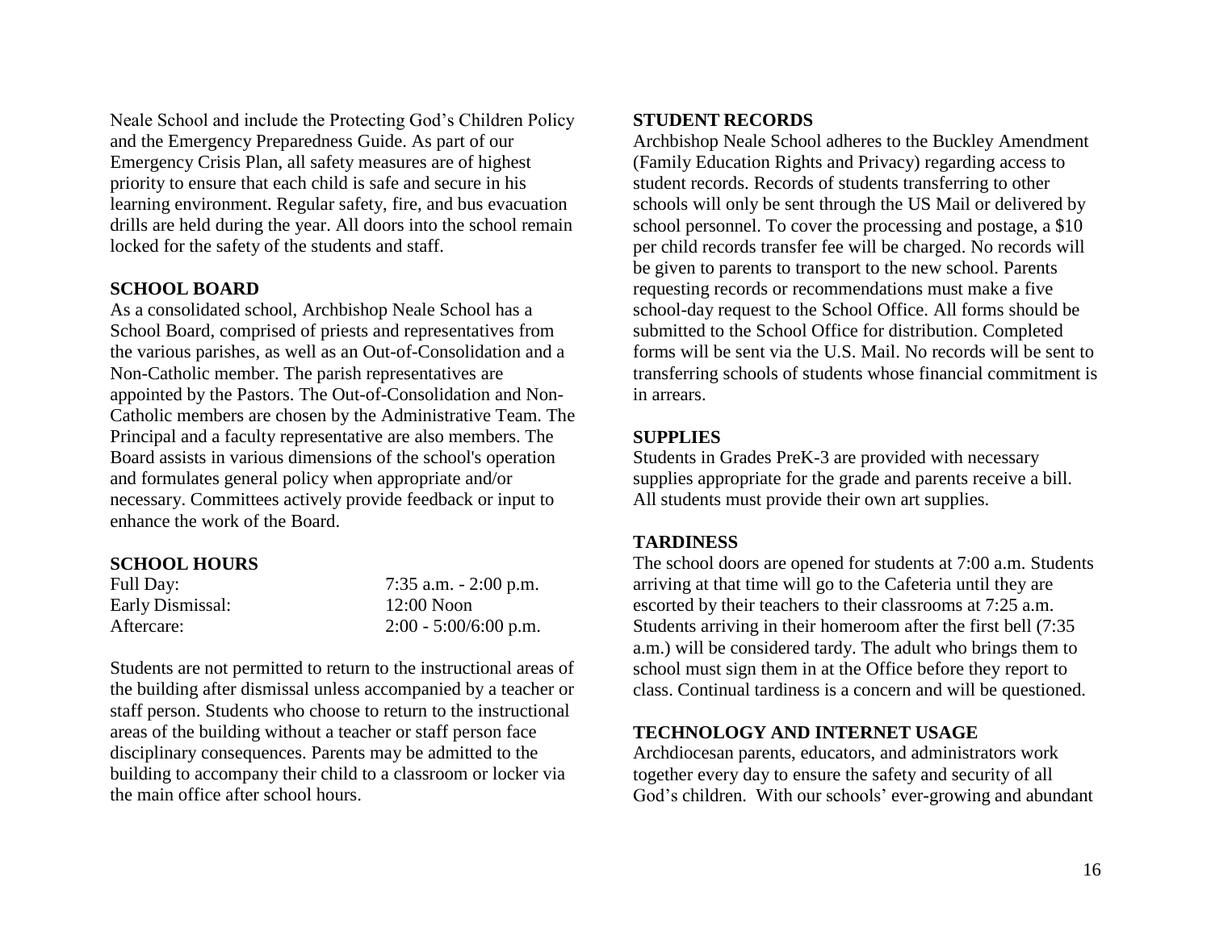Neale School and include the Protecting God's Children Policy and the Emergency Preparedness Guide. As part of our Emergency Crisis Plan, all safety measures are of highest priority to ensure that each child is safe and secure in his learning environment. Regular safety, fire, and bus evacuation drills are held during the year. All doors into the school remain locked for the safety of the students and staff.

**SCHOOL BOARD**

As a consolidated school, Archbishop Neale School has a School Board, comprised of priests and representatives from the various parishes, as well as an Out-of-Consolidation and a Non-Catholic member. The parish representatives are appointed by the Pastors. The Out-of-Consolidation and Non-Catholic members are chosen by the Administrative Team. The Principal and a faculty representative are also members. The Board assists in various dimensions of the school's operation and formulates general policy when appropriate and/or necessary. Committees actively provide feedback or input to enhance the work of the Board.

**SCHOOL HOURS**

| | |
|---|---|
| Full Day: | 7:35 a.m. - 2:00 p.m. |
| Early Dismissal: | 12:00 Noon |
| Aftercare: | 2:00 - 5:00/6:00 p.m. |

Students are not permitted to return to the instructional areas of the building after dismissal unless accompanied by a teacher or staff person. Students who choose to return to the instructional areas of the building without a teacher or staff person face disciplinary consequences. Parents may be admitted to the building to accompany their child to a classroom or locker via the main office after school hours.

**STUDENT RECORDS**

Archbishop Neale School adheres to the Buckley Amendment (Family Education Rights and Privacy) regarding access to student records. Records of students transferring to other schools will only be sent through the US Mail or delivered by school personnel. To cover the processing and postage, a $10 per child records transfer fee will be charged. No records will be given to parents to transport to the new school. Parents requesting records or recommendations must make a five school-day request to the School Office. All forms should be submitted to the School Office for distribution. Completed forms will be sent via the U.S. Mail. No records will be sent to transferring schools of students whose financial commitment is in arrears.

**SUPPLIES**

Students in Grades PreK-3 are provided with necessary supplies appropriate for the grade and parents receive a bill. All students must provide their own art supplies.

**TARDINESS**

The school doors are opened for students at 7:00 a.m. Students arriving at that time will go to the Cafeteria until they are escorted by their teachers to their classrooms at 7:25 a.m. Students arriving in their homeroom after the first bell (7:35 a.m.) will be considered tardy. The adult who brings them to school must sign them in at the Office before they report to class. Continual tardiness is a concern and will be questioned.

**TECHNOLOGY AND INTERNET USAGE**

Archdiocesan parents, educators, and administrators work together every day to ensure the safety and security of all God's children. With our schools' ever-growing and abundant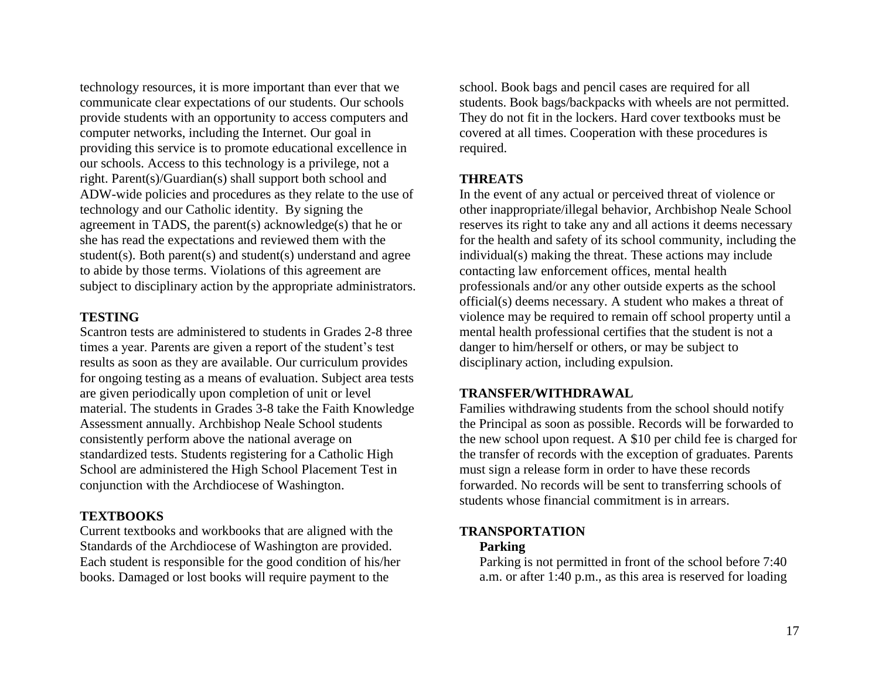technology resources, it is more important than ever that we communicate clear expectations of our students. Our schools provide students with an opportunity to access computers and computer networks, including the Internet. Our goal in providing this service is to promote educational excellence in our schools. Access to this technology is a privilege, not a right. Parent(s)/Guardian(s) shall support both school and ADW-wide policies and procedures as they relate to the use of technology and our Catholic identity. By signing the agreement in TADS, the parent(s) acknowledge(s) that he or she has read the expectations and reviewed them with the student(s). Both parent(s) and student(s) understand and agree to abide by those terms. Violations of this agreement are subject to disciplinary action by the appropriate administrators.

**TESTING**

Scantron tests are administered to students in Grades 2-8 three times a year. Parents are given a report of the student's test results as soon as they are available. Our curriculum provides for ongoing testing as a means of evaluation. Subject area tests are given periodically upon completion of unit or level material. The students in Grades 3-8 take the Faith Knowledge Assessment annually. Archbishop Neale School students consistently perform above the national average on standardized tests. Students registering for a Catholic High School are administered the High School Placement Test in conjunction with the Archdiocese of Washington.

**TEXTBOOKS**

Current textbooks and workbooks that are aligned with the Standards of the Archdiocese of Washington are provided. Each student is responsible for the good condition of his/her books. Damaged or lost books will require payment to the school. Book bags and pencil cases are required for all students. Book bags/backpacks with wheels are not permitted. They do not fit in the lockers. Hard cover textbooks must be covered at all times. Cooperation with these procedures is required.

**THREATS**

In the event of any actual or perceived threat of violence or other inappropriate/illegal behavior, Archbishop Neale School reserves its right to take any and all actions it deems necessary for the health and safety of its school community, including the individual(s) making the threat. These actions may include contacting law enforcement offices, mental health professionals and/or any other outside experts as the school official(s) deems necessary. A student who makes a threat of violence may be required to remain off school property until a mental health professional certifies that the student is not a danger to him/herself or others, or may be subject to disciplinary action, including expulsion.

**TRANSFER/WITHDRAWAL**

Families withdrawing students from the school should notify the Principal as soon as possible. Records will be forwarded to the new school upon request. A $10 per child fee is charged for the transfer of records with the exception of graduates. Parents must sign a release form in order to have these records forwarded. No records will be sent to transferring schools of students whose financial commitment is in arrears.

**TRANSPORTATION**

**Parking**

Parking is not permitted in front of the school before 7:40 a.m. or after 1:40 p.m., as this area is reserved for loading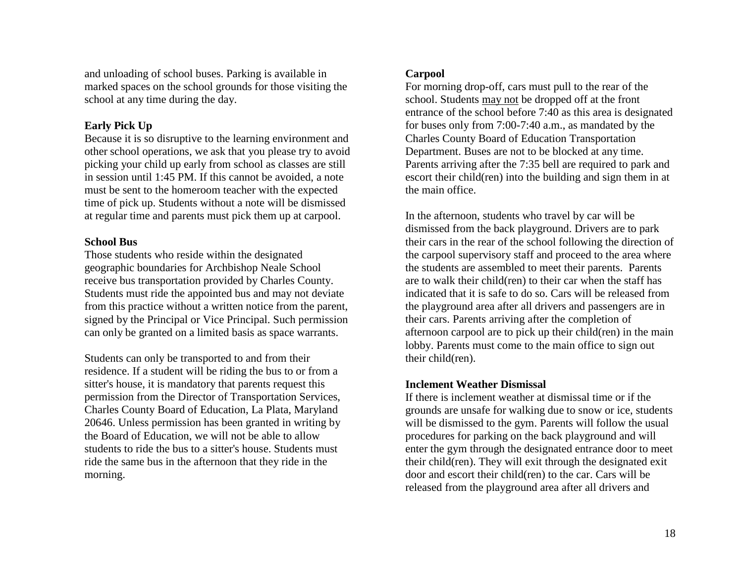and unloading of school buses. Parking is available in marked spaces on the school grounds for those visiting the school at any time during the day.

**Early Pick Up**

Because it is so disruptive to the learning environment and other school operations, we ask that you please try to avoid picking your child up early from school as classes are still in session until 1:45 PM. If this cannot be avoided, a note must be sent to the homeroom teacher with the expected time of pick up. Students without a note will be dismissed at regular time and parents must pick them up at carpool.

**School Bus**

Those students who reside within the designated geographic boundaries for Archbishop Neale School receive bus transportation provided by Charles County. Students must ride the appointed bus and may not deviate from this practice without a written notice from the parent, signed by the Principal or Vice Principal. Such permission can only be granted on a limited basis as space warrants.

Students can only be transported to and from their residence. If a student will be riding the bus to or from a sitter's house, it is mandatory that parents request this permission from the Director of Transportation Services, Charles County Board of Education, La Plata, Maryland 20646. Unless permission has been granted in writing by the Board of Education, we will not be able to allow students to ride the bus to a sitter's house. Students must ride the same bus in the afternoon that they ride in the morning.

**Carpool**

For morning drop-off, cars must pull to the rear of the school. Students <u>may not</u> be dropped off at the front entrance of the school before 7:40 as this area is designated for buses only from 7:00-7:40 a.m., as mandated by the Charles County Board of Education Transportation Department. Buses are not to be blocked at any time. Parents arriving after the 7:35 bell are required to park and escort their child(ren) into the building and sign them in at the main office.

In the afternoon, students who travel by car will be dismissed from the back playground. Drivers are to park their cars in the rear of the school following the direction of the carpool supervisory staff and proceed to the area where the students are assembled to meet their parents. Parents are to walk their child(ren) to their car when the staff has indicated that it is safe to do so. Cars will be released from the playground area after all drivers and passengers are in their cars. Parents arriving after the completion of afternoon carpool are to pick up their child(ren) in the main lobby. Parents must come to the main office to sign out their child(ren).

**Inclement Weather Dismissal**

If there is inclement weather at dismissal time or if the grounds are unsafe for walking due to snow or ice, students will be dismissed to the gym. Parents will follow the usual procedures for parking on the back playground and will enter the gym through the designated entrance door to meet their child(ren). They will exit through the designated exit door and escort their child(ren) to the car. Cars will be released from the playground area after all drivers and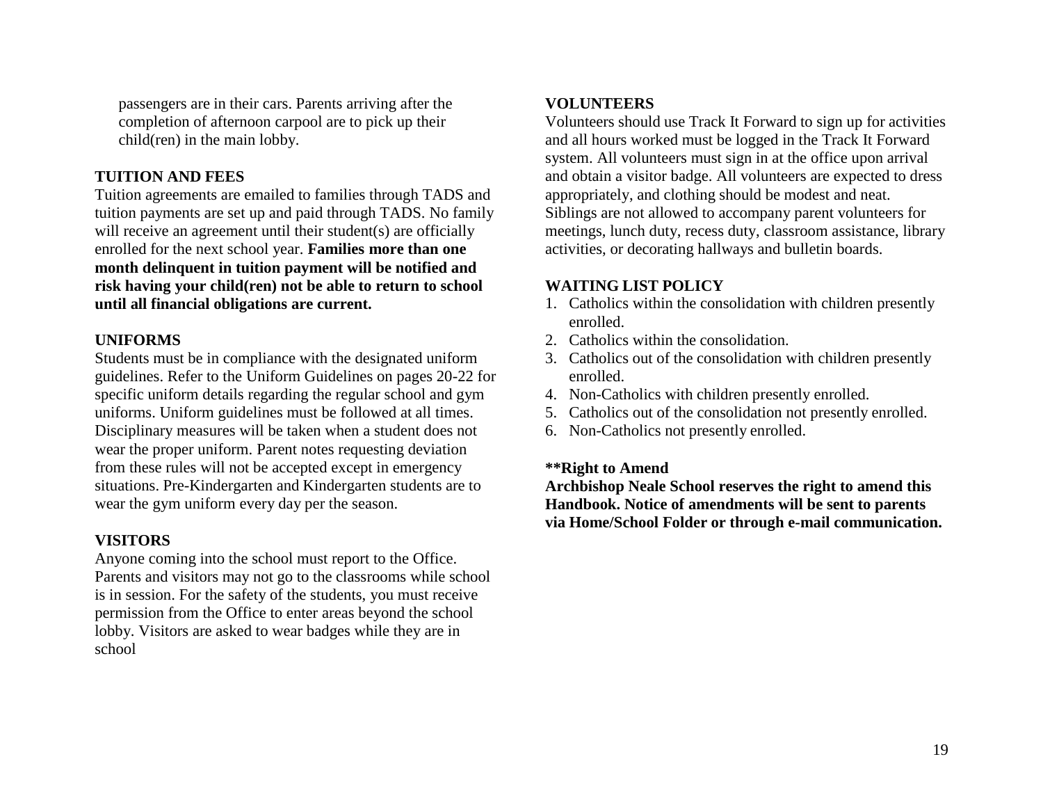passengers are in their cars. Parents arriving after the completion of afternoon carpool are to pick up their child(ren) in the main lobby.

### TUITION AND FEES

Tuition agreements are emailed to families through TADS and tuition payments are set up and paid through TADS. No family will receive an agreement until their student(s) are officially enrolled for the next school year. **Families more than one month delinquent in tuition payment will be notified and risk having your child(ren) not be able to return to school until all financial obligations are current.**

### UNIFORMS

Students must be in compliance with the designated uniform guidelines. Refer to the Uniform Guidelines on pages 20-22 for specific uniform details regarding the regular school and gym uniforms. Uniform guidelines must be followed at all times. Disciplinary measures will be taken when a student does not wear the proper uniform. Parent notes requesting deviation from these rules will not be accepted except in emergency situations. Pre-Kindergarten and Kindergarten students are to wear the gym uniform every day per the season.

### VISITORS

Anyone coming into the school must report to the Office. Parents and visitors may not go to the classrooms while school is in session. For the safety of the students, you must receive permission from the Office to enter areas beyond the school lobby. Visitors are asked to wear badges while they are in school

### VOLUNTEERS

Volunteers should use Track It Forward to sign up for activities and all hours worked must be logged in the Track It Forward system. All volunteers must sign in at the office upon arrival and obtain a visitor badge. All volunteers are expected to dress appropriately, and clothing should be modest and neat. Siblings are not allowed to accompany parent volunteers for meetings, lunch duty, recess duty, classroom assistance, library activities, or decorating hallways and bulletin boards.

### WAITING LIST POLICY

1. Catholics within the consolidation with children presently enrolled.
2. Catholics within the consolidation.
3. Catholics out of the consolidation with children presently enrolled.
4. Non-Catholics with children presently enrolled.
5. Catholics out of the consolidation not presently enrolled.
6. Non-Catholics not presently enrolled.

**\*\*Right to Amend**

**Archbishop Neale School reserves the right to amend this Handbook. Notice of amendments will be sent to parents via Home/School Folder or through e-mail communication.**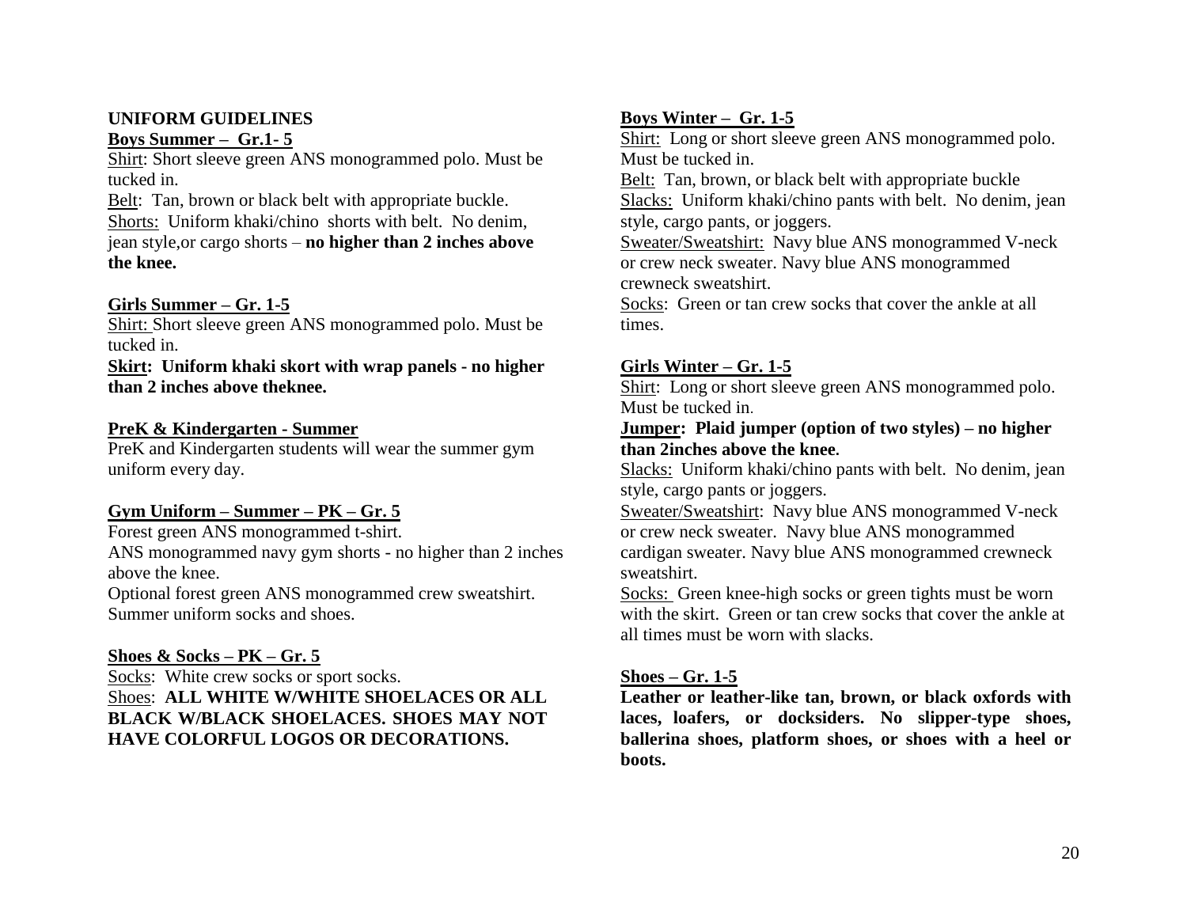**UNIFORM GUIDELINES**

**Boys Summer – Gr.1- 5**

Shirt: Short sleeve green ANS monogrammed polo. Must be tucked in.

Belt: Tan, brown or black belt with appropriate buckle.

Shorts: Uniform khaki/chino shorts with belt. No denim, jean style,or cargo shorts – **no higher than 2 inches above the knee.**

**Girls Summer – Gr. 1-5**

Shirt: Short sleeve green ANS monogrammed polo. Must be tucked in.

**Skirt: Uniform khaki skort with wrap panels - no higher than 2 inches above theknee.**

**PreK & Kindergarten - Summer**

PreK and Kindergarten students will wear the summer gym uniform every day.

**Gym Uniform – Summer – PK – Gr. 5**

Forest green ANS monogrammed t-shirt.

ANS monogrammed navy gym shorts - no higher than 2 inches above the knee.

Optional forest green ANS monogrammed crew sweatshirt.

Summer uniform socks and shoes.

**Shoes & Socks – PK – Gr. 5**

Socks: White crew socks or sport socks.

Shoes: **ALL WHITE W/WHITE SHOELACES OR ALL BLACK W/BLACK SHOELACES. SHOES MAY NOT HAVE COLORFUL LOGOS OR DECORATIONS.**

**Boys Winter – Gr. 1-5**

Shirt: Long or short sleeve green ANS monogrammed polo. Must be tucked in.

Belt: Tan, brown, or black belt with appropriate buckle

Slacks: Uniform khaki/chino pants with belt. No denim, jean style, cargo pants, or joggers.

Sweater/Sweatshirt: Navy blue ANS monogrammed V-neck or crew neck sweater. Navy blue ANS monogrammed crewneck sweatshirt.

Socks: Green or tan crew socks that cover the ankle at all times.

**Girls Winter – Gr. 1-5**

Shirt: Long or short sleeve green ANS monogrammed polo. Must be tucked in.

**Jumper: Plaid jumper (option of two styles) – no higher than 2inches above the knee.**

Slacks: Uniform khaki/chino pants with belt. No denim, jean style, cargo pants or joggers.

Sweater/Sweatshirt: Navy blue ANS monogrammed V-neck or crew neck sweater. Navy blue ANS monogrammed cardigan sweater. Navy blue ANS monogrammed crewneck sweatshirt.

Socks: Green knee-high socks or green tights must be worn with the skirt. Green or tan crew socks that cover the ankle at all times must be worn with slacks.

**Shoes – Gr. 1-5**

**Leather or leather-like tan, brown, or black oxfords with laces, loafers, or docksiders. No slipper-type shoes, ballerina shoes, platform shoes, or shoes with a heel or boots.**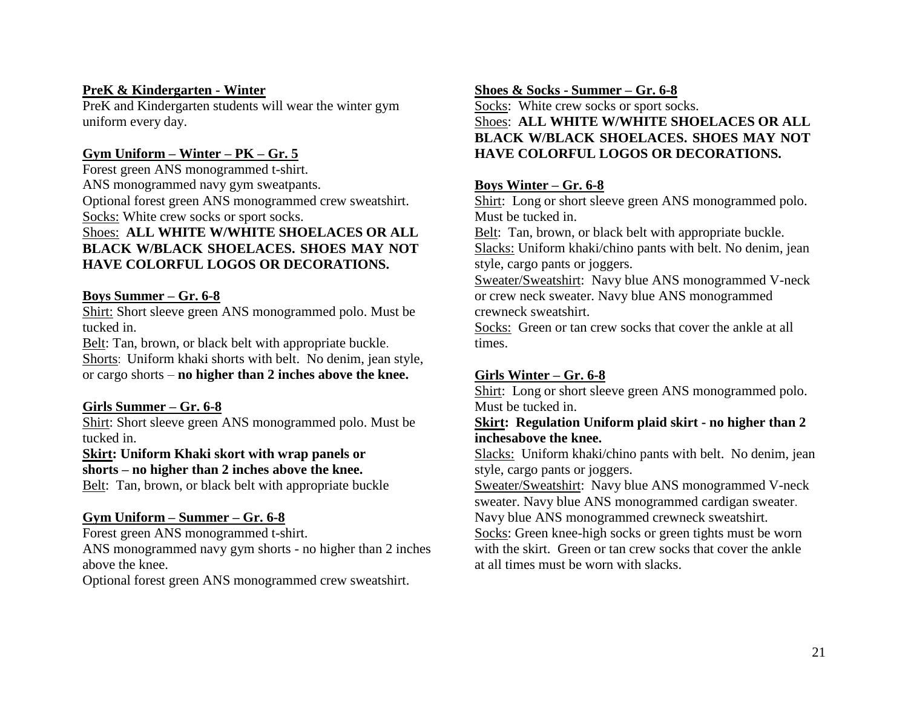**PreK & Kindergarten - Winter**

PreK and Kindergarten students will wear the winter gym uniform every day.

**Gym Uniform – Winter – PK – Gr. 5**

Forest green ANS monogrammed t-shirt.
ANS monogrammed navy gym sweatpants.
Optional forest green ANS monogrammed crew sweatshirt.
Socks: White crew socks or sport socks.
Shoes: **ALL WHITE W/WHITE SHOELACES OR ALL BLACK W/BLACK SHOELACES. SHOES MAY NOT HAVE COLORFUL LOGOS OR DECORATIONS.**

**Boys Summer – Gr. 6-8**

Shirt: Short sleeve green ANS monogrammed polo. Must be tucked in.
Belt: Tan, brown, or black belt with appropriate buckle.
Shorts: Uniform khaki shorts with belt. No denim, jean style, or cargo shorts – **no higher than 2 inches above the knee.**

**Girls Summer – Gr. 6-8**

Shirt: Short sleeve green ANS monogrammed polo. Must be tucked in.
**Skirt: Uniform Khaki skort with wrap panels or shorts – no higher than 2 inches above the knee.**
Belt: Tan, brown, or black belt with appropriate buckle

**Gym Uniform – Summer – Gr. 6-8**

Forest green ANS monogrammed t-shirt.
ANS monogrammed navy gym shorts - no higher than 2 inches above the knee.
Optional forest green ANS monogrammed crew sweatshirt.

**Shoes & Socks - Summer – Gr. 6-8**

Socks: White crew socks or sport socks.
Shoes: **ALL WHITE W/WHITE SHOELACES OR ALL BLACK W/BLACK SHOELACES. SHOES MAY NOT HAVE COLORFUL LOGOS OR DECORATIONS.**

**Boys Winter – Gr. 6-8**

Shirt: Long or short sleeve green ANS monogrammed polo. Must be tucked in.
Belt: Tan, brown, or black belt with appropriate buckle.
Slacks: Uniform khaki/chino pants with belt. No denim, jean style, cargo pants or joggers.
Sweater/Sweatshirt: Navy blue ANS monogrammed V-neck or crew neck sweater. Navy blue ANS monogrammed crewneck sweatshirt.
Socks: Green or tan crew socks that cover the ankle at all times.

**Girls Winter – Gr. 6-8**

Shirt: Long or short sleeve green ANS monogrammed polo. Must be tucked in.
**Skirt: Regulation Uniform plaid skirt - no higher than 2 inchesabove the knee.**
Slacks: Uniform khaki/chino pants with belt. No denim, jean style, cargo pants or joggers.
Sweater/Sweatshirt: Navy blue ANS monogrammed V-neck sweater. Navy blue ANS monogrammed cardigan sweater. Navy blue ANS monogrammed crewneck sweatshirt.
Socks: Green knee-high socks or green tights must be worn with the skirt. Green or tan crew socks that cover the ankle at all times must be worn with slacks.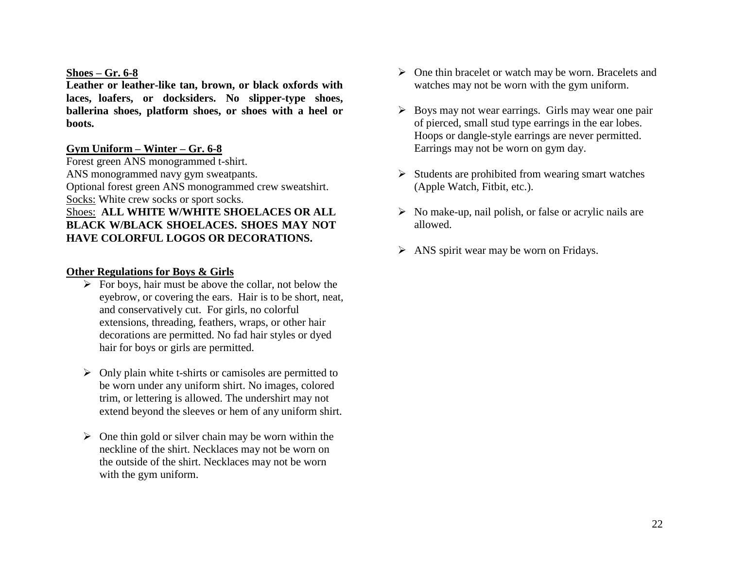**Shoes – Gr. 6-8**

**Leather or leather-like tan, brown, or black oxfords with laces, loafers, or docksiders. No slipper-type shoes, ballerina shoes, platform shoes, or shoes with a heel or boots.**

**Gym Uniform – Winter – Gr. 6-8**

Forest green ANS monogrammed t-shirt.
ANS monogrammed navy gym sweatpants.
Optional forest green ANS monogrammed crew sweatshirt.
Socks: White crew socks or sport socks.
Shoes: **ALL WHITE W/WHITE SHOELACES OR ALL BLACK W/BLACK SHOELACES. SHOES MAY NOT HAVE COLORFUL LOGOS OR DECORATIONS.**

**Other Regulations for Boys & Girls**

- For boys, hair must be above the collar, not below the eyebrow, or covering the ears. Hair is to be short, neat, and conservatively cut. For girls, no colorful extensions, threading, feathers, wraps, or other hair decorations are permitted. No fad hair styles or dyed hair for boys or girls are permitted.
- Only plain white t-shirts or camisoles are permitted to be worn under any uniform shirt. No images, colored trim, or lettering is allowed. The undershirt may not extend beyond the sleeves or hem of any uniform shirt.
- One thin gold or silver chain may be worn within the neckline of the shirt. Necklaces may not be worn on the outside of the shirt. Necklaces may not be worn with the gym uniform.
- One thin bracelet or watch may be worn. Bracelets and watches may not be worn with the gym uniform.
- Boys may not wear earrings. Girls may wear one pair of pierced, small stud type earrings in the ear lobes. Hoops or dangle-style earrings are never permitted. Earrings may not be worn on gym day.
- Students are prohibited from wearing smart watches (Apple Watch, Fitbit, etc.).
- No make-up, nail polish, or false or acrylic nails are allowed.
- ANS spirit wear may be worn on Fridays.